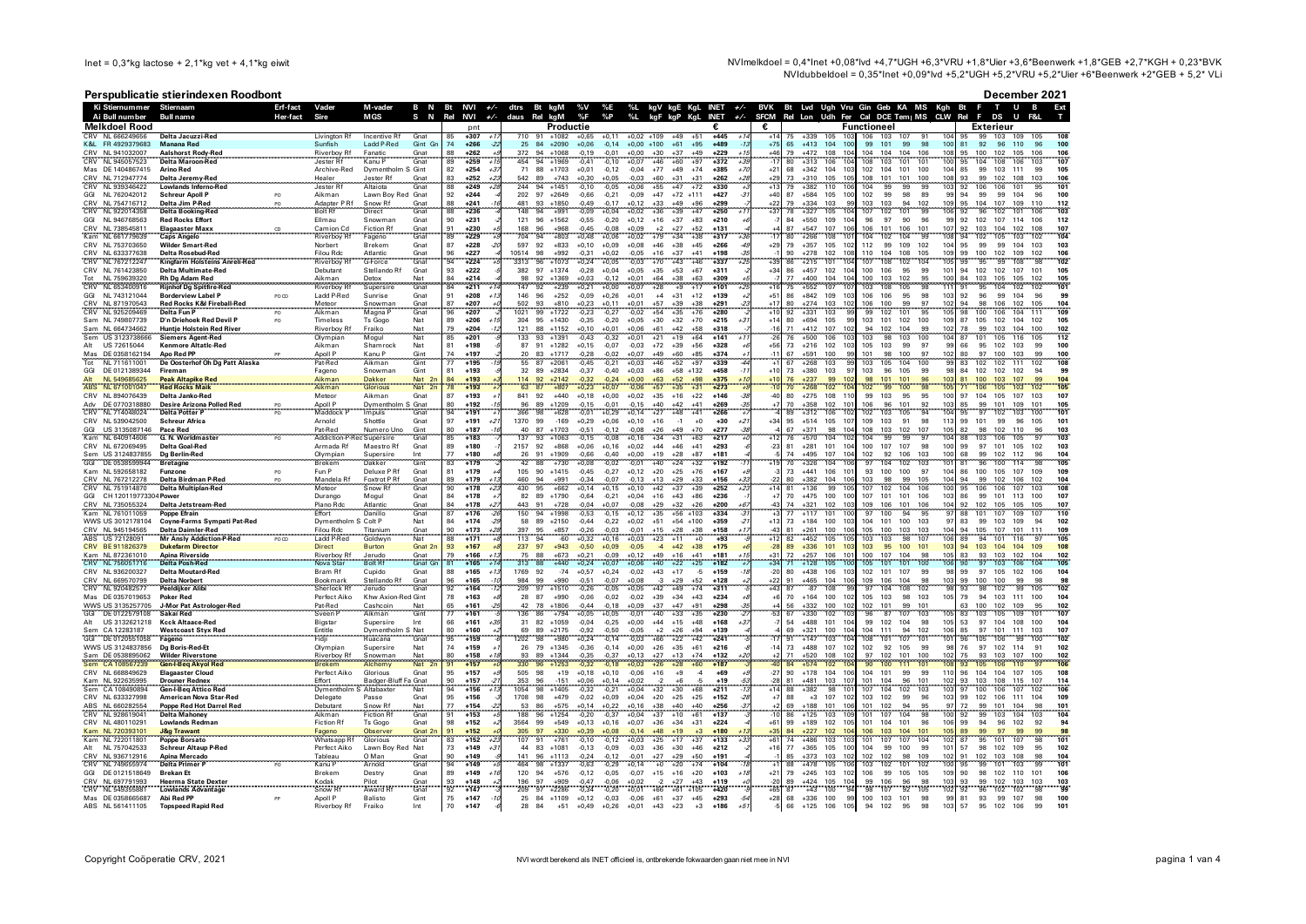Inet = 0,3*kg lactose + 2,1*kg vet + 4,1*kg eiwit

NVImelkdoel = 0,4*Inet +0,08*lvd +4,7*UGH +6,3*VRU +1,8*Uier +3,6*Beenwerk +1,8*GEB +2,7*KGH + 0,23*BVK

NVIdubbeldoel = 0,35*Inet +0,09*lvd +5,2*UGH +5,2*VRU +5,2*Uier +6*Beenwerk +2*GEB + 5,2* VLi

# Perspublicatie stierindexen Roodbont

## December 2021

### Melkdoel Rood

| Ki | Stiernummer | Stiernaam | Erf-fact | Vader | M-vader | B N | Bt | NVI | +/- | dtrs | Bt | kgM | %V | %E | %L | kgV | kgE | KgL | INET | +/- | BVK | Bt | Lvd | Ugh | Vru | Gin | Geb | KA | MS | Kgh | Bt | F | DS | U | B | Ext |
|---|---|---|---|---|---|---|---|---|---|---|---|---|---|---|---|---|---|---|---|---|---|---|---|---|---|---|---|---|---|---|---|---|---|---|---|---|
| Ai | Bull number | Bull name | Her-fact | Sire | MGS | S N | Rel | NVI | +/- | daus | Rel | kgM | %F | %P | %L | kgF | kgP | KgL | INET | +/- | SFCM | Rel | Lvd | Udh | Fer | Cal | DCE | Tem | MS | CLW | Rel | F | DS | U | F&L | T |
| | | | | | | | pnt | | | Productie | | | | | | | | | € | | € | Functioneel | | | | | | | | | Exterieur | | | | | |
| CRV | NL 666249656 | Delta Jacuzzi-Red | | Livington Rf | Incentive Rf | Gnat | 85 | +307 | +17 | 710 | 91 | +1082 | +0,65 | +0,11 | +0,02 | +109 | +49 | +51 | +445 | +14 | +14 | 75 | +339 | 105 | 103 | 106 | 103 | 107 | 91 | 104 | 95 | 99 | 103 | 109 | 105 | 108 |
| K&L | FR 4925379683 | Manana Red | | Sunfish | Ladd P-Red | Gnt Gn | 74 | +266 | -22 | 25 | 84 | +2090 | +0,06 | -0,14 | +0,00 | +100 | +61 | +95 | +489 | -13 | +75 | 65 | +413 | 104 | 100 | 99 | 101 | 99 | 98 | 100 | 81 | 92 | 96 | 110 | 96 | 100 |
| CRV | NL 941032007 | Aalshorst Rody-Red | | Riverboy Rf | Fanatic | Gnat | 88 | +262 | +9 | 372 | 94 | +1068 | -0,19 | -0,01 | +0,00 | +30 | +37 | +49 | +229 | +15 | +46 | 79 | +472 | 108 | 104 | 104 | 104 | 104 | 106 | 108 | 95 | 100 | 102 | 105 | 106 | 106 |
| CRV | NL 945057523 | Delta Maroon-Red | | Jester Rf | Kanu P | Gnat | 89 | +259 | +15 | 454 | 94 | +1969 | -0,41 | -0,10 | +0,07 | +46 | +60 | +97 | +372 | +39 | -17 | 80 | +313 | 106 | 104 | 108 | 103 | 101 | 101 | 100 | 95 | 104 | 108 | 106 | 103 | 107 |
| Mas | DE 1404867415 | Arino Red | | Archive-Red | Dymentholm S | Gnat | 82 | +254 | +37 | 71 | 88 | +1703 | +0,01 | -0,12 | -0,04 | +77 | +49 | +74 | +385 | +70 | +21 | 68 | +342 | 104 | 103 | 102 | 104 | 101 | 100 | 104 | 85 | 99 | 103 | 111 | 99 | 105 |
| CRV | NL 712947774 | Delta Jeremy-Red | | Healer | Jester Rf | Gnat | 83 | +252 | +23 | 542 | 89 | +743 | +0,30 | +0,05 | -0,03 | +60 | +31 | +31 | +262 | +28 | +29 | 73 | +310 | 105 | 105 | 108 | 101 | 101 | 100 | 108 | 93 | 99 | 102 | 108 | 103 | 106 |
| CRV | NL 939346422 | Lowlands Inferno-Red | | Jester Rf | Altaiota | Gnat | 88 | +249 | +29 | 244 | 94 | +1451 | -0,10 | -0,05 | +0,06 | +55 | +47 | +72 | +330 | +3 | +13 | 79 | +382 | 110 | 106 | 104 | 99 | 99 | 99 | 103 | 92 | 106 | 106 | 101 | 95 | 101 |
| GGI | NL 762042012 | Schreur Apoll P | PO | Aikman | Lawn Boy Red | Nat | 92 | +244 | -4 | 202 | 97 | +2649 | -0,66 | -0,21 | -0,09 | +47 | +72 | +111 | +427 | -31 | +40 | 87 | +584 | 105 | 100 | 102 | 99 | 98 | 89 | 99 | 94 | 99 | 99 | 104 | 96 | 100 |
| CRV | NL 754716712 | Delta Jim P-Red | PO | Adapter P Rf | Snow Rf | Gnat | 81 | +241 | -16 | 481 | 93 | +1850 | -0,49 | -0,17 | +0,12 | +33 | +49 | +96 | +299 | -7 | +22 | 79 | +334 | 103 | 103 | 99 | 103 | 94 | 102 | 109 | 95 | 104 | 107 | 109 | 110 | 112 |
| CRV | NL 922014358 | Delta Booking-Red | | Bolt Rf | Direct | Gnat | 88 | +236 | -4 | 148 | 94 | +991 | -0,09 | +0,04 | +0,02 | +36 | +39 | +47 | +250 | +11 | +37 | 78 | +327 | 105 | 104 | 107 | 102 | 101 | 99 | 106 | 92 | 96 | 102 | 101 | 106 | 103 |
| GGI | NL 946768563 | Red Rocks Effort | | Ellmau | Snowman | Gnat | 90 | +231 | -2 | 121 | 96 | +1562 | -0,55 | -0,20 | +0,12 | +16 | +37 | +83 | +210 | -6 | -7 | 84 | +550 | 109 | 104 | 96 | 97 | 90 | 96 | 99 | 92 | 102 | 107 | 114 | 106 | 112 |
| CRV | NL 738546811 | Elagaaster Maxx | CD | Camion Cd | Fiction Rf | Gnat | 91 | +230 | +5 | 168 | 96 | +968 | -0,45 | -0,08 | +0,09 | +2 | +27 | +52 | +131 | -4 | +4 | 87 | +547 | 107 | 106 | 106 | 101 | 106 | 101 | 107 | 92 | 103 | 104 | 102 | 108 | 107 |
| Kam | NL 661779639 | Caps Angelo | | Riverboy Rf | Fageno | Gnat | 89 | +229 | +9 | 704 | 94 | +803 | +0,48 | +0,06 | +0,02 | +79 | +34 | +38 | +317 | +36 | -17 | 80 | +206 | 108 | 101 | 104 | 102 | 104 | 99 | 108 | 94 | 102 | 105 | 103 | 102 | 104 |
| CRV | NL 753703650 | Wilder Smart-Red | | Norbert | Brekem | Gnat | 87 | +228 | -20 | 597 | 92 | +833 | +0,10 | +0,09 | +0,08 | +46 | +38 | +45 | +266 | -49 | +29 | 79 | +357 | 105 | 102 | 112 | 99 | 109 | 102 | 104 | 95 | 99 | 99 | 104 | 103 | 103 |
| CRV | NL 633377638 | Delta Rosebud-Red | | Filou Rdc | Atlantic | Gnat | 96 | +227 | -4 | 10514 | 98 | +992 | -0,31 | +0,02 | -0,05 | +16 | +37 | +41 | +198 | -35 | -1 | 90 | +278 | 102 | 108 | 110 | 104 | 108 | 105 | 109 | 99 | 100 | 102 | 109 | 102 | 106 |
| CRV | NL 767212247 | Kingfarm Holsteins Anreil-Red | | Riverboy Rf | G-Force | Gnat | 94 | +224 | +9 | 3313 | 96 | +1073 | +0,24 | +0,05 | -0,03 | +70 | +43 | +46 | +337 | +26 | +39 | 86 | +215 | 101 | 104 | 107 | 108 | 102 | 104 | 105 | 99 | 95 | 99 | 108 | 98 | 102 |
| CRV | NL 761423850 | Delta Multimate-Red | | Debutant | Stellando Rf | Gnat | 93 | +222 | -5 | 382 | 97 | +1374 | -0,28 | +0,04 | +0,05 | +35 | +53 | +67 | +311 | -3 | +34 | 86 | +457 | 102 | 104 | 100 | 106 | 95 | 99 | 101 | 94 | 102 | 102 | 107 | 101 | 105 |
| Tot | NL 759639320 | Rh Dg Adam Red | | Aikman | Detox | Nat | 84 | +214 | -4 | 98 | 92 | +1369 | +0,03 | -0,12 | +0,01 | +64 | +38 | +63 | +309 | -5 | -7 | 77 | +400 | 104 | 104 | 100 | 103 | 102 | 95 | 100 | 84 | 103 | 105 | 105 | 102 | 105 |
| CRV | NL 653400916 | Rijnhof Dg Spitfire-Red | | Riverboy Rf | Supersire | Gnat | 84 | +211 | +14 | 147 | 92 | +239 | +0,21 | +0,00 | +0,07 | +28 | +9 | +17 | +101 | +26 | +16 | 75 | +552 | 107 | 107 | 103 | 108 | 105 | 98 | 111 | 91 | 95 | 104 | 102 | 102 | 101 |
| GGI | NL 743121044 | Borderview Label P | PO CD | Ladd P-Red | Sunrise | Gnat | 91 | +208 | +13 | 146 | 96 | +252 | -0,09 | +0,26 | +0,01 | +4 | +31 | +12 | +139 | +2 | +61 | 86 | +842 | 109 | 103 | 106 | 106 | 95 | 98 | 103 | 92 | 96 | 99 | 104 | 96 | 99 |
| CRV | NL 871970543 | Red Rocks K&l Fireball-Red | | Meteor | Snowman | Gnat | 87 | +207 | +0 | 502 | 93 | +810 | +0,23 | +0,11 | +0,01 | +57 | +39 | +38 | +291 | +23 | +17 | 80 | +274 | 102 | 102 | 106 | 100 | 99 | 97 | 102 | 94 | 98 | 106 | 102 | 106 | 104 |
| CRV | NL 925209469 | Delta Fun P | PO | Aikman | Magna P | Gnat | 96 | +207 | -6 | 1021 | 99 | +1722 | -0,23 | -0,27 | -0,02 | +54 | +35 | +76 | +280 | -1 | +10 | 92 | +331 | 103 | 99 | 99 | 102 | 101 | 95 | 105 | 98 | 100 | 106 | 104 | 111 | 109 |
| Sam | NL 749807739 | D'n Driehoek Red Devil P | PO | Timeless | Ts Gogo | Nat | 89 | +206 | +15 | 304 | 95 | +1430 | -0,35 | -0,20 | +0,05 | +30 | +32 | +70 | +215 | +37 | +14 | 80 | +694 | 105 | 99 | 103 | 101 | 102 | 100 | 109 | 87 | 105 | 102 | 104 | 102 | 105 |
| Sam | NL 664734662 | Huntje Holstein Red River | | Riverboy Rf | Fraiko | Nat | 79 | +204 | +12 | 121 | 88 | +1152 | +0,10 | +0,01 | +0,06 | +61 | +42 | +58 | +316 | +6 | -16 | 71 | +427 | 107 | 102 | 94 | 102 | 104 | 99 | 102 | 78 | 99 | 103 | 104 | 100 | 102 |
| Sem | US 3123738666 | Siemers Agent-Red | | Olympian | Mogul | Nat | 85 | +201 | -3 | 133 | 93 | +1391 | -0,43 | -0,32 | +0,01 | +21 | +19 | +64 | +141 | +11 | -26 | 76 | +500 | 106 | 103 | 103 | 98 | 103 | 100 | 104 | 87 | 101 | 105 | 116 | 105 | 112 |
| Alt | US 72615044 | Kenmore Altatic-Red | | Aikman | Shamrock | Nat | 81 | +198 | -5 | 87 | 91 | +2161 | +0,15 | -0,07 | -0,03 | +72 | +39 | +56 | +328 | +8 | +56 | 73 | +216 | 102 | 103 | 105 | 103 | 99 | 97 | 99 | 66 | 95 | 102 | 103 | 99 | 100 |
| Mas | DE 0358162194 | Apo Red PP | PP | Apoll P | Kanu P | Gint | 74 | +197 | -2 | 20 | 83 | +1717 | -0,28 | -0,02 | +0,07 | +49 | +60 | +85 | +374 | +1 | -11 | 61 | +591 | 100 | 99 | 101 | 98 | 100 | 97 | 102 | 80 | 97 | 100 | 103 | 99 | 100 |
| Tot | NL 711611001 | De Oosterhof Oh Dg Patt Alaska | | Pat-Red | Aikman | Gint | 77 | +195 | -19 | 55 | 87 | +2061 | -0,45 | -0,21 | +0,03 | +46 | +52 | +97 | +339 | -44 | +1 | 67 | +268 | 103 | 99 | 103 | 105 | 104 | 100 | 99 | 83 | 102 | 102 | 111 | 102 | 108 |
| GGI | DE 0121389344 | Fireman | | Fageno | Snowman | Gint | 81 | +194 | +3 | 32 | 89 | +2834 | -0,37 | -0,40 | +0,03 | +86 | +58 | +132 | +458 | -17 | +10 | 73 | +380 | 103 | 97 | 103 | 96 | 105 | 99 | 98 | 84 | 102 | 102 | 102 | 94 | 99 |
| Alt | NL 549685625 | Peak Altapike Red | | Aikman | Dakker | Nat Zn | 84 | +193 | +3 | 114 | 92 | +2142 | -0,32 | -0,24 | +0,00 | +63 | +52 | +98 | +375 | +10 | +10 | 76 | +237 | 99 | 102 | 98 | 101 | 101 | 96 | 103 | 81 | 100 | 103 | 107 | 99 | 104 |
| ABS | NL 677001047 | Red Rocks Malik | | Aikman | Glorious | Nat Zn | 78 | +193 | +7 | 63 | 87 | +857 | +0,23 | +0,07 | +0,06 | +57 | +35 | +31 | +273 | +4 | -10 | 70 | +268 | 102 | 102 | 99 | 100 | 98 | | 105 | 71 | 100 | 105 | 103 | 102 | 105 |
| CRV | NL 894076439 | Delta Janko-Red | | Meteor | Aikman | Gint | 87 | +191 | +4 | 287 | 93 | +440 | +0,18 | +0,00 | +0,02 | +35 | +16 | +22 | +146 | -38 | -40 | 80 | +275 | 108 | 110 | 99 | 103 | 95 | 95 | 100 | 97 | 104 | 105 | 107 | 103 | 107 |
| Adv | DE 0770318880 | Desire Arizona Polled Red | PO | Apoll P | Dymentholm S | Nat | 80 | +192 | -15 | 96 | 89 | +1209 | -0,15 | -0,01 | -0,15 | +40 | +42 | +41 | +269 | -35 | +7 | 70 | +358 | 102 | 101 | 106 | 96 | 101 | 92 | 103 | 85 | 99 | 101 | 109 | 101 | 105 |
| CRV | NL 714048024 | Delta Potter P | PO | Maddock P | Impuls | Gnat | 94 | +191 | +1 | 366 | 98 | +828 | -0,01 | +0,29 | +0,14 | +27 | +48 | +41 | +266 | +1 | -4 | 89 | +312 | 106 | 102 | 103 | 105 | 94 | | 104 | 95 | 97 | 102 | 103 | 100 | 101 |
| CRV | NL 539042500 | Schreur Africa | | Arnold | Shottle | Gnat | 97 | +191 | +21 | 1370 | 99 | -169 | +0,29 | +0,06 | +0,10 | +16 | -1 | +0 | +30 | +21 | +34 | 95 | +514 | 105 | 107 | 109 | 103 | 91 | 98 | 113 | 99 | 101 | 99 | 96 | 105 | 101 |
| GGI | US 3135087146 | Pace Red | | Pat-Red | Numero Uno | Gnt | 80 | +187 | -16 | 40 | 87 | +1703 | -0,51 | -0,12 | -0,08 | +26 | +45 | +70 | +277 | -38 | -4 | 67 | +371 | 98 | 104 | 108 | 103 | 102 | 107 | 105 | 82 | 98 | 102 | 110 | 96 | 103 |
| Kam | NL 640914606 | G. N. Worldmaster | PO | Addiction-P-Red | Supersire | Gnat | 85 | +183 | -6 | 137 | 93 | +1063 | -0,15 | -0,08 | +0,16 | +34 | +31 | +63 | +217 | -26 | +12 | 76 | +570 | 104 | 102 | 104 | 99 | 99 | 97 | 104 | 88 | 103 | 106 | 105 | 97 | 103 |
| CRV | NL 672069495 | Delta Goal-Red | | Armada Rf | Maestro Rf | Gnat | 89 | +180 | -7 | 2157 | 92 | +868 | +0,06 | +0,16 | +0,02 | +44 | +46 | +41 | +293 | | -23 | 81 | +281 | 101 | 104 | 100 | 107 | 107 | 98 | 100 | 99 | 97 | 101 | 105 | 102 | 103 |
| Sem | US 3124837855 | Dg Berlin-Red | | Olympian | Supersire | Int | 77 | +180 | +8 | 26 | 91 | +1909 | -0,66 | -0,40 | +0,00 | +19 | +28 | +87 | +181 | -1 | -5 | 74 | +495 | 107 | 104 | 102 | 92 | 106 | 103 | 100 | 68 | 99 | 102 | 112 | 96 | 104 |
| GGI | DE 0538509944 | Bretagne | | Brekem | Dakker | Gint | 83 | +179 | -3 | 42 | 88 | +750 | +0,08 | -0,02 | -0,01 | +40 | +24 | +32 | +192 | -1 | +19 | 70 | +228 | 104 | 106 | 97 | 104 | 102 | 103 | 101 | 81 | 96 | 100 | 114 | 98 | 105 |
| Kam | NL 592658182 | Funzone | PO | Fun P | Deluxe P Rf | Gnat | 81 | +179 | +4 | 105 | 90 | +1415 | -0,45 | -0,27 | +0,12 | +20 | +25 | +76 | +167 | +9 | -3 | 73 | +441 | 106 | 101 | 93 | 100 | 100 | 97 | 104 | 86 | 100 | 105 | 107 | 109 | 109 |
| CRV | NL 767212278 | Delta Birdman P-Red | PO | Mandela Rf | Foxtrot P Rf | Gnat | 89 | +179 | +13 | 460 | 94 | +991 | -0,34 | -0,07 | -0,13 | +13 | +29 | +33 | +156 | +33 | -22 | 80 | +382 | 104 | 106 | 103 | 98 | 99 | 105 | 104 | 94 | 99 | 102 | 106 | 102 | 104 |
| CRV | NL 751914870 | Delta Multiplan-Red | | Meteor | Snow Rf | Gnat | 90 | +178 | +23 | 430 | 95 | +662 | +0,14 | +0,15 | +0,10 | +42 | +37 | +39 | +252 | +23 | +14 | 81 | +136 | 99 | 105 | 107 | 102 | 104 | 106 | 100 | 95 | 106 | 106 | 107 | 103 | 108 |
| GGI | CH 120119773004 | Power | | Durango | Mogul | Gnat | 84 | +178 | +7 | 82 | 89 | +1790 | -0,64 | -0,21 | -0,04 | +16 | +43 | +86 | +236 | -1 | +7 | 70 | +475 | 100 | 100 | 107 | 101 | 101 | 106 | 103 | 86 | 99 | 101 | 113 | 100 | 107 |
| CRV | NL 735055324 | Delta Jetstream-Red | | Piano Rdc | Atlantic | Gnat | 84 | +178 | +27 | 443 | 91 | +728 | -0,04 | +0,07 | -0,08 | +29 | +32 | +26 | +200 | +67 | -43 | 74 | +321 | 102 | 103 | 109 | 106 | 101 | 106 | 104 | 92 | 102 | 105 | 105 | 105 | 107 |
| Kam | NL 761011059 | Poppe Efrain | | Effort | Danillo | Gnat | 87 | +176 | -26 | 150 | 94 | +1998 | -0,53 | -0,15 | +0,12 | +35 | +56 | +103 | +334 | -31 | -3 | 77 | +117 | 100 | 97 | 100 | 94 | 95 | | 97 | 88 | 101 | 107 | 109 | 107 | 110 |
| WWS | US 3012178104 | Coyne-Farms Sympati Pat-Red | | Dymentholm S | Colt P | Nat | 84 | +174 | -29 | 58 | 89 | +2150 | -0,44 | -0,22 | +0,02 | +51 | +54 | +100 | +359 | -31 | +13 | 73 | +184 | 100 | 103 | 104 | 101 | 100 | 103 | 97 | 83 | 99 | 103 | 109 | 94 | 102 |
| CRV | NL 945194565 | Delta Daimler-Red | | Filou Rdc | Titanium | Gnat | 90 | +173 | +28 | 397 | 95 | +857 | -0,26 | -0,03 | -0,01 | +15 | +28 | +38 | +158 | +17 | -43 | 81 | +261 | 100 | 105 | 100 | 103 | 103 | | 104 | 94 | 105 | 107 | 107 | 111 | 109 |
| ABS | US 72128091 | Mr Andy Addiction-P-Red | PO CD | Ladd P-Red | Goldwyn | Nat | 88 | +171 | +9 | 113 | 94 | -60 | +0,32 | +0,16 | +0,03 | +23 | +11 | +0 | +93 | -2 | +12 | 82 | +452 | 105 | 105 | 103 | 103 | 98 | 107 | 108 | 89 | 94 | 101 | 116 | 97 | 105 |
| CRV | BE 911826379 | Dukefarm Director | | Burton | Direct | Gnat Zn | 93 | +167 | +8 | 237 | 97 | +943 | -0,50 | -0,09 | -0,05 | -4 | +42 | +38 | +175 | +6 | -28 | 89 | +336 | 101 | 103 | 103 | 95 | 100 | 101 | 103 | 94 | 103 | 104 | 104 | 109 | 108 |
| Kam | NL 872361010 | Apina Riverside | | Riverboy Rf | Jerudo | Gnat | 79 | +166 | +13 | 75 | 88 | +673 | +0,21 | -0,09 | +0,12 | +49 | +16 | +41 | +181 | +15 | +31 | 72 | +257 | 106 | 101 | 100 | 107 | 104 | 98 | 105 | 83 | 93 | 103 | 102 | 104 | 102 |
| CRV | NL 756051716 | Delta Posh-Red | | Nova Star | Bolt Rf | Gnt Gn | 81 | +165 | +14 | 313 | 88 | +440 | +0,24 | +0,07 | +0,08 | +40 | +22 | +25 | +182 | +7 | -34 | 71 | +128 | 105 | 100 | 105 | 101 | 101 | 100 | 106 | 90 | 97 | 103 | 106 | 104 | 106 |
| CRV | NL 936200327 | Delta Moutard-Red | | Bram Rf | Cupido | Gnat | 88 | +165 | +13 | 1769 | 92 | -74 | +0,57 | +0,24 | -0,02 | +43 | +17 | -5 | +159 | +8 | -20 | 80 | +438 | 106 | 102 | 101 | 107 | 99 | 98 | 99 | 97 | 105 | 102 | 102 | 106 | 104 |
| CRV | NL 669570799 | Delta Norbert | | Bookmark | Stellando Rf | Gnat | 96 | +165 | -10 | 984 | 99 | +990 | -0,51 | -0,07 | +0,08 | -3 | +29 | +52 | +128 | +2 | +22 | 91 | +465 | 104 | 106 | 109 | 106 | 104 | 98 | 103 | 99 | 100 | 100 | 99 | 98 | 98 |
| CRV | NL 920482577 | Peeldijker Alibi | | Sherlock Rf | Jerudo | Gnat | 92 | +164 | +2 | 209 | 97 | +1510 | -0,26 | -0,05 | +0,06 | +42 | +49 | +74 | +311 | -4 | +43 | 87 | -87 | 108 | 99 | 97 | 104 | 108 | 102 | 98 | 93 | 98 | 102 | 99 | 105 | 102 |
| Mas | DE 0357019653 | Poker Red | | Perfect Aiko | Khw Aixion-Red | Gint | 78 | +163 | +4 | 28 | 87 | +990 | -0,06 | -0,02 | -0,02 | +39 | +34 | +43 | +234 | -4 | +6 | 70 | +164 | 100 | 99 | 105 | 103 | 98 | 103 | 105 | 79 | 94 | 103 | 111 | 100 | 106 |
| WWS | US 3135257705 | J-Mor Pat Astrologer-Red | | Pat-Red | Cashcoin | Nat | 65 | +161 | -29 | 42 | 78 | +1806 | -0,44 | -0,18 | +0,09 | +37 | +47 | +91 | +298 | -35 | +4 | 56 | +332 | 100 | 102 | 101 | 99 | 101 | | | 63 | 100 | 102 | 109 | 95 | 102 |
| GGI | DE 0122579108 | Sakai Red | | Sveen P | Aikman | Gint | 77 | +161 | -5 | 136 | 86 | +794 | +0,05 | -0,05 | -0,01 | +40 | +33 | +35 | +230 | -2 | -53 | 67 | +330 | 102 | 103 | 96 | 87 | 107 | 103 | 105 | 83 | 103 | 105 | 109 | 101 | 107 |
| Alt | US 3132621218 | Kcck Altasce-Red | | Bigstar | Supersire | Int | 66 | +161 | +35 | 31 | 82 | +1059 | -0,04 | -0,25 | +0,00 | +44 | +15 | +48 | +168 | +37 | -7 | 54 | +488 | 101 | 104 | 99 | 102 | 104 | 98 | 104 | 53 | 97 | 104 | 108 | 100 | 104 |
| Sem | CA 12283187 | Westcoast Styx Red | | Entitle | Dymentholm S | Nat | 80 | +160 | +2 | 69 | 89 | +2175 | -0,92 | -0,50 | +0,05 | +2 | +26 | +84 | +128 | +4 | -4 | 69 | +321 | 100 | 104 | 104 | 111 | 94 | 102 | 106 | 85 | 97 | 101 | 111 | 103 | 107 |
| GGI | DE 0120501058 | Fageno | | Fidji | Huacana | Gnat | 95 | +159 | +8 | 1202 | 98 | +980 | -0,24 | +0,03 | +0,00 | +66 | +22 | +42 | +241 | +6 | -17 | 91 | +143 | 103 | 104 | 108 | 101 | 107 | 101 | 101 | 96 | 105 | 106 | 99 | 100 | 102 |
| WWS | US 3124837856 | Dg Boris-Red-Et | | Olympian | Supersire | Nat | 74 | +159 | +7 | 26 | 79 | +1345 | -0,36 | -0,14 | +0,00 | +26 | +35 | +61 | +216 | -4 | -14 | 73 | +488 | 107 | 102 | 92 | 105 | 99 | 102 | 98 | 76 | 97 | 102 | 114 | 91 | 102 |
| Sam | NL 0538895062 | Wilder Riverstone | | Riverboy Rf | Snowman | Nat | 80 | +158 | +18 | 93 | 89 | +1344 | -0,35 | +0,12 | -0,13 | +27 | +13 | +74 | +142 | +20 | -2 | 71 | +520 | 108 | 102 | 97 | 102 | 101 | 100 | 102 | 75 | 93 | 103 | 107 | 100 | 102 |
| Sem | CA 108567239 | Gen-I-Beq Akyol Red | | Brekem | Alchemy | Nat Zn | 91 | +157 | +0 | 330 | 96 | +1253 | -0,32 | -0,18 | -0,03 | +26 | +28 | +60 | +187 | -3 | -40 | 84 | +574 | 102 | 104 | 90 | 100 | 101 | 104 | 104 | 93 | 105 | 106 | 110 | 97 | 106 |
| CRV | NL 668849629 | Elagaaster Cloud | | Perfect Aiko | Glorious | Gnat | 95 | +157 | +8 | 505 | 98 | +19 | +0,18 | +0,10 | -0,06 | +16 | +9 | -4 | +69 | -9 | -27 | 90 | +178 | 104 | 106 | 104 | 101 | 99 | 99 | 110 | 96 | 104 | 107 | 107 | 105 | 107 |
| Kam | NL 922635995 | Drouner Rednex | | Effort | Badger-Bluff Fa | Gnat | 90 | +157 | -21 | 353 | 96 | -151 | +0,06 | +0,14 | +0,02 | -2 | +6 | -5 | +19 | -53 | -28 | 81 | +481 | 103 | 107 | 101 | 104 | 96 | 104 | 102 | 93 | 103 | 108 | 115 | 107 | 114 |
| Sem | CA 108490894 | Gen-I-Beq Attico Red | | Dymentholm S | Altabaxter | Nat | 94 | +156 | +13 | 1054 | 98 | +1405 | -0,32 | -0,21 | -0,04 | +32 | +30 | +68 | +211 | +3 | +14 | 88 | +382 | 98 | 101 | 107 | 104 | 102 | 103 | 103 | 97 | 100 | 106 | 107 | 100 | 106 |
| CRV | NL 633327998 | American Nova Star-Red | | Delegate | Passe | Gnat | 95 | +156 | +7 | 1708 | 98 | +479 | -0,02 | +0,09 | +0,04 | +20 | +25 | +25 | +152 | -28 | +7 | 88 | +3 | 107 | 102 | 103 | 102 | 99 | 96 | 103 | 99 | 102 | 106 | 111 | 104 | 109 |
| ABS | NL 660282554 | Poppe Red Hot Darrel Red | | Debutant | Snow Rf | Nat | 77 | +154 | -22 | 53 | 86 | +575 | -0,14 | +0,22 | -0,16 | +38 | +40 | +46 | +256 | -37 | -2 | 69 | +188 | 101 | 106 | 101 | 102 | 94 | 95 | 97 | 72 | 99 | 101 | 104 | 98 | 101 |
| CRV | NL 928619041 | Delta Mahoney | | Aikman | Fiction Rf | Gnat | 91 | +153 | +5 | 188 | 96 | +1254 | -0,20 | -0,37 | +0,04 | +37 | +10 | +61 | +137 | -1 | -10 | 86 | +125 | 103 | 109 | 101 | 104 | 98 | 98 | 100 | 92 | 99 | 103 | 104 | 99 | 103 |
| CRV | NL 480110291 | Lowlands Redman | | Fiction Rf | Ts Gogo | Gnat | 98 | +152 | +0 | 3564 | 99 | +549 | +0,13 | +0,16 | +0,07 | +36 | +34 | +31 | +224 | -4 | +61 | 99 | +189 | 102 | 105 | 101 | 104 | 101 | 96 | 100 | 96 | 94 | 96 | 102 | 92 | 94 |
| Kam | NL 720393101 | J&g Trawant | | Fageno | Observer | Gnt Zn | 91 | +152 | +0 | 305 | 97 | +330 | +0,39 | +0,08 | -0,14 | +48 | +19 | +3 | +180 | +13 | +35 | 84 | +227 | 102 | 104 | 106 | 103 | 104 | 101 | 105 | 89 | 99 | 97 | 99 | 99 | 98 |
| Kam | NL 722011801 | Poppe Borsato | | Whatsapp Rf | Glorious | Gnat | 83 | +152 | +23 | 107 | 91 | +761 | -0,10 | -0,12 | +0,03 | +25 | +17 | +37 | +133 | +33 | +61 | 74 | +486 | 103 | 103 | 107 | 104 | 103 | 101 | 102 | 87 | 95 | 101 | 107 | 98 | 101 |
| Alt | NL 757042533 | Schreur Altaup P-Red | | Perfect Aiko | Lawn Boy Red | Nat | 73 | +149 | +31 | 44 | 83 | +1081 | -0,13 | -0,09 | -0,03 | +36 | +30 | +46 | +212 | +6 | +16 | 77 | +365 | 100 | 104 | 99 | 100 | 97 | | 101 | 80 | 97 | 101 | 107 | 100 | 104 |
| CRV | NL 936712916 | Apina Mercado | | Tableau | O Man | Gnat | 90 | +149 | +1 | 141 | 96 | +1113 | -0,24 | -0,12 | -0,01 | +27 | +29 | +50 | +191 | -1 | -8 | 85 | +373 | 103 | 102 | 103 | 100 | 99 | 102 | 102 | 92 | 98 | 99 | 105 | 98 | 99 |
| CRV | NL 749659574 | Delta Primer P | PO | Kanu P | Arnold | Gnat | 94 | +149 | +9 | 464 | 98 | +1337 | -0,63 | -0,29 | +0,14 | +0 | +20 | +74 | +104 | +1 | +1 | 88 | +478 | 105 | 106 | 103 | 106 | 102 | 98 | 105 | 95 | 99 | 101 | 103 | 99 | 101 |
| GGI | DE 0121518649 | Brekan Et | | Brekem | Destry | Gnat | 89 | +149 | +16 | 120 | 94 | +576 | -0,12 | -0,05 | -0,07 | +15 | +16 | +20 | +103 | +18 | +21 | 79 | +245 | 103 | 102 | 106 | 99 | 105 | 105 | 109 | 90 | 98 | 102 | 108 | 101 | 106 |
| CRV | NL 697791993 | Heerma State Dexter | | Kodak | Pilot | Gnat | 93 | +148 | +2 | 196 | 97 | +909 | -0,47 | -0,06 | +0,02 | -2 | +27 | +43 | +119 | +0 | -20 | 89 | +424 | 106 | 104 | 103 | 98 | 101 | 96 | 107 | 92 | 101 | 100 | 99 | 102 | 101 |
| CRV | NL 548358897 | Lowlands Advantage | | Snow Rf | Award Rf | Gnat | 95 | +147 | -2 | 2087 | 97 | +1189 | -0,20 | -0,08 | +0,06 | +34 | +36 | +61 | +214 | -10 | -85 | 91 | +129 | 96 | 107 | 101 | 104 | 101 | 105 | 98 | 99 | 102 | 107 | 106 | 104 | 106 |
| Mas | DE 0358665687 | Abi Red PP | PP | Apoll P | Balisto | Gint | 75 | +147 | -10 | 25 | 84 | +1109 | +0,12 | -0,03 | -0,06 | +61 | +37 | +45 | +293 | -54 | +28 | 68 | +336 | 100 | 99 | 100 | 103 | 91 | | 101 | 81 | 93 | 99 | 107 | 98 | 102 |
| ABS | NL 561411105 | Topspeed Rapid Red | | Riverboy Rf | Fraiko | Int | 70 | +147 | -6 | 28 | 84 | +51 | +0,49 | +0,26 | +0,01 | +43 | +23 | +3 | +186 | +12 | -6 | 66 | +125 | 106 | 105 | 94 | 102 | 95 | 98 | 103 | 57 | 95 | 102 | 106 | 99 | 101 |

Let op: INET en NVI zijn alleen officieel is, ontbrekende fokwaarden gaan niet mee in NVI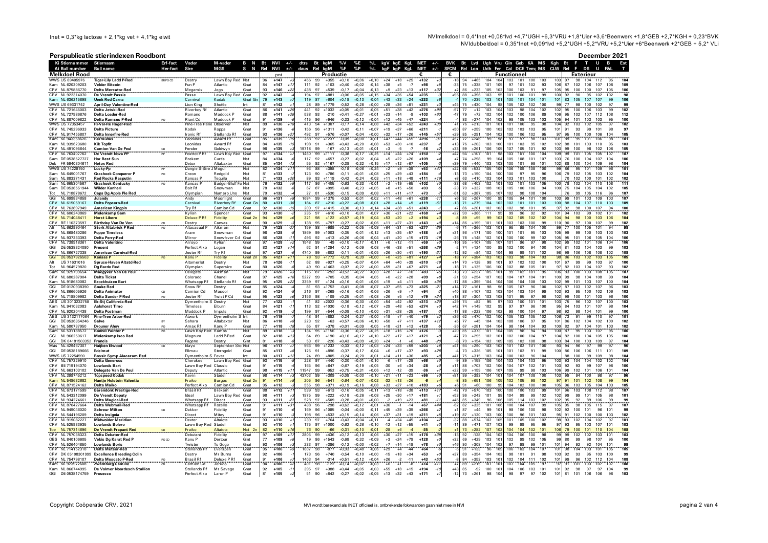Inet = 0,3*kg lactose + 2,1*kg vet + 4,1*kg eiwit

NVImelkdoel = 0,4*Inet +0,08*lvd +4,7*UGH +6,3*VRU +1,8*Uier +3,6*Beenwerk +1,8*GEB +2,7*KGH + 0,3*BVK
NVIdubbeldoel = 0,35*Inet +0,09*lvd +5,2*UGH +5,2*VRU +5,2*Uier +6*Beenwerk +2*GEB + 5,2* VLi

# Perspublicatie stierindexen Roodbont

**December 2021**

## Melkdoel Rood

| Ki Stiernummer | Stiernaam | Erf-fact | Vader | M-vader | B N | Bt | NVI | +/- | dtrs | Bt | kgM | %V | %E | %L | kgV | kgE | KgL | INET | +/- | BVK | Bt | Lvd | Uru | Vru | Gin | Geb | KA | MS | Kgh | Bt | F | T | U | B | Ext |
|---|---|---|---|---|---|---|---|---|---|---|---|---|---|---|---|---|---|---|---|---|---|---|---|---|---|---|---|---|---|---|---|---|---|---|---|
| Ai Bull number | Bull name | Her-fact | Sire | MGS | S N | Rel | NVI | +/- | daus | Rel | kgM | %F | %P | %L | kgF | kgP | KgL | INET | € | SFCM | Rel | Lon | Udh | Fer | Cal | DCE | Temp | MS | CLW | Rel | F | DS | U | F&L | T |
| | | | | | | | pnt | | | | *Productie* | | | | | | | | | € | | *Functioneel* | | | | | | | | | *Exterieur* | | | | | |
| WWS US 69405976 | Tiger-Lily Ladd P-Red | BRPO CD | Destry | Lawn Boy Red | Nat | 96 | +147 | +3 | 456 | 99 | +355 | +0,10 | +0,06 | +0,10 | +24 | +18 | +25 | +132 | +3 | -18 | 94 | +465 | 104 | 104 | 103 | 101 | 100 | 103 | 103 | 97 | 98 | 104 | 112 | 95 | 104 |
| Kam NL 620209203 | Velder Bitcoin | | Fun P | Atlantic | Gnat | 84 | +147 | +17 | 111 | 92 | +103 | +0,40 | +0,02 | -0,14 | +38 | +5 | -7 | +98 | +5 | -33 | 75 | +338 | 101 | 105 | 97 | 101 | 102 | 93 | 106 | 87 | 102 | 106 | 107 | 108 | 109 |
| CRV NL 875886770 | Delta Mercator-Red | | Megamix | Jego | Gnat | 93 | +146 | +22 | 438 | 97 | +539 | -0,17 | +0,04 | -0,13 | +9 | +23 | +13 | +117 | +32 | +2 | 86 | +233 | 105 | 102 | 100 | 103 | 91 | 97 | 105 | 95 | 100 | 100 | 107 | 105 | 106 |
| CRV NL 922314070 | De Vrendt Passie | | Passe | Lawn Boy Red | Gnat | 92 | +143 | +3 | 194 | 97 | +881 | -0,06 | +0,05 | +0,15 | +34 | +36 | +54 | +235 | +3 | +96 | 88 | +396 | 103 | 95 | 101 | 100 | 101 | 99 | 100 | 92 | 90 | 95 | 102 | 102 | 98 |
| Kam NL 636215898 | Uenk Red Carna | | Carnival | Kodak | Gnat Gn | 79 | +143 | +7 | 119 | 87 | +604 | +0,18 | +0,13 | -0,04 | +43 | +33 | +24 | +233 | +8 | -4 | 70 | +235 | 103 | 101 | 100 | 101 | 104 | 101 | 101 | 83 | 105 | 107 | 107 | 99 | 106 |
| WWS US 69331742 | April-Day Valentine-Red | | Lion King | Shottle | Int | 81 | +142 | +1 | 28 | 89 | +1779 | -0,52 | -0,28 | +0,00 | +28 | +36 | +81 | +231 | +1 | +45 | 75 | +430 | 104 | 98 | 105 | 102 | 102 | 100 | 99 | 77 | 98 | 100 | 102 | 97 | 99 |
| CRV NL 721645003 | Delta Jetski-Red | | Riverboy Rf | Atlantic | Gnat | 86 | +141 | +29 | 441 | 92 | +1032 | +0,05 | +0,01 | -0,05 | +51 | +38 | +42 | +276 | +30 | -97 | 77 | +12 | 103 | 104 | 103 | 98 | 104 | 102 | 102 | 95 | 100 | 106 | 103 | 99 | 102 |
| CRV NL 727986876 | Delta Loader-Red | | Romano | Maddock P | Gnat | 88 | +141 | +25 | 538 | 93 | -210 | +0,41 | +0,27 | +0,01 | +23 | +14 | -9 | +103 | +63 | -47 | 79 | +72 | 102 | 104 | 102 | 100 | 100 | 89 | 106 | 95 | 102 | 107 | 112 | 108 | 112 |
| CRV NL 887009822 | Delta Ramses P-Red | PO | Carnival Cd | Maddock P | Gnat | 91 | +139 | -5 | 415 | 96 | +1446 | -0,33 | -0,12 | +0,04 | +12 | +45 | +47 | +224 | -4 | -4 | 83 | +274 | 104 | 102 | 98 | 105 | 103 | 103 | 105 | 94 | 101 | 103 | 103 | 95 | 105 |
| WWS US 72353457 | Ri-Val-Re Rager-Red | | Pine-Tree Relie | Observer | Nat | 89 | +136 | +18 | 413 | 94 | +1307 | -0,17 | -0,14 | -0,08 | +42 | +34 | +52 | +243 | +30 | +1 | 76 | +213 | 101 | 101 | 100 | 95 | 98 | 104 | | 92 | 103 | 102 | 105 | 97 | 102 |
| CRV NL 745296933 | Delta Picture | | Kodak | Roppa | Gnat | 91 | +136 | -6 | 156 | 96 | +1311 | -0,42 | -0,11 | +0,07 | +19 | +37 | +66 | +211 | -8 | +50 | 87 | +259 | 100 | 103 | 102 | 103 | 103 | 95 | 101 | 91 | 93 | 99 | 101 | 98 | 97 |
| CRV NL 917455807 | Delta Innerfire-Red | | Ironic Rf | Stellando Rf | Gnat | 93 | +136 | +27 | 492 | 97 | +576 | +0,07 | -0,04 | +0,00 | +32 | +17 | +26 | +145 | +57 | +29 | 85 | +291 | 104 | 102 | 100 | 106 | 102 | 95 | 97 | 95 | 100 | 100 | 106 | 104 | 105 |
| Kam NL 943358626 | Bermudas | | Leonidas | Award Rf | Gnat | 85 | +135 | -15 | 268 | 92 | +1237 | -0,09 | +0,00 | -0,01 | +47 | +44 | +55 | +296 | -31 | +57 | 77 | +249 | 99 | 98 | 97 | 97 | 98 | 103 | 101 | 89 | 95 | 101 | 106 | 98 | 101 |
| Kam NL 939623680 | Kik Topfit | | Leonidas | Award Rf | Gnat | 84 | +135 | -15 | 198 | 91 | +365 | +0,43 | +0,20 | -0,08 | +53 | +30 | +10 | +237 | -7 | +13 | 76 | +203 | 103 | 100 | 101 | 103 | 95 | 102 | 102 | 88 | 101 | 103 | 110 | 95 | 103 |
| CRV NL 491095644 | Camion Van De Peul | CD | Fender | Goldwyn | Gnat | 98 | +135 | +3 | 19718 | 99 | -167 | +0,13 | +0,01 | +0,01 | +3 | -5 | -7 | -16 | +2 | +33 | 99 | +261 | 106 | 105 | 107 | 105 | 101 | 92 | 103 | 99 | 100 | 98 | 102 | 102 | 105 |
| CRV NL 763407762 | De Vrendt Nova PP | PP | Foxtrot P Rf | Lawn Boy Red | Gnat | 97 | +134 | +7 | 1450 | 99 | +1111 | -0,38 | -0,17 | +0,25 | +14 | +24 | +74 | +150 | -2 | +42 | 94 | +107 | 101 | 98 | 103 | 101 | 100 | 104 | 109 | 99 | 101 | 105 | 105 | 107 | 107 |
| Sam DE 0538527727 | Hor Best Sun | | Brekem | Curtis | Nat | 84 | +134 | -6 | 117 | 92 | +657 | -0,27 | -0,02 | -0,04 | +5 | +22 | +26 | +109 | -4 | +7 | 74 | +298 | 99 | 104 | 105 | 108 | 101 | 107 | 103 | 76 | 100 | 104 | 107 | 104 | 106 |
| Dek FR 5940304611 | Hetox Red | | Detox | Altabaxter | Gnat | 85 | +134 | -13 | 55 | 92 | +1167 | -0,38 | -0,32 | +0,15 | +17 | +12 | +67 | +105 | -3 | +39 | 79 | +440 | 103 | 103 | 100 | 101 | 98 | 101 | 102 | 88 | 100 | 104 | 109 | 98 | 104 |
| WWS US 74228150 | Lucky-Pp | PP | Dangle S-Sire J | Mogul | Nat | 82 | +134 | +11 | 93 | 88 | +398 | 0,18 | 0,06 | +0,24 | +2 | +9 | +39 | +53 | +47 | +22 | 68 | +532 | 105 | 105 | 106 | 109 | 108 | 100 | 99 | 86 | 95 | 101 | 109 | 96 | 101 |
| Sam NL 649001767 | Grashoek Conqueror P | PO | Creon | Redgold | Nat | 81 | +133 | -3 | 123 | 90 | +786 | -0,11 | +0,01 | +0,08 | +25 | +29 | +43 | +184 | -3 | -13 | 73 | +190 | 104 | 100 | 100 | 97 | 95 | 96 | 106 | 79 | 102 | 105 | 103 | 102 | 104 |
| Kam NL 883371431 | Red Rocks Rasputin | | Kansas P | Tequila | Nat | 71 | +133 | +20 | 89 | 83 | +1119 | -0,42 | -0,24 | -0,03 | +11 | +18 | +48 | +111 | +16 | +8 | 63 | +410 | 103 | 104 | 103 | 101 | 103 | 100 | | 70 | 102 | 100 | 101 | 102 | 102 |
| Sam NL 665304567 | Grashoek Kentucky | PO | Kansas P | Badger-Bluff Fa | Nat | 76 | +132 | +9 | 117 | 86 | +1405 | -0,63 | -0,33 | +0,01 | +2 | +19 | +65 | +102 | +8 | -33 | 68 | +403 | 102 | 101 | 102 | 101 | 103 | 105 | 100 | 78 | 102 | 104 | 110 | 108 | 111 |
| Sam DE 0538551944 | Wilder Kanheri | | Bolt Rf | Snowman | Nat | 78 | +132 | -6 | 67 | 87 | +995 | -0,40 | -0,23 | +0,05 | +8 | +15 | +50 | +93 | -5 | -23 | 70 | +332 | 108 | 102 | 105 | 100 | 106 | 94 | 100 | 75 | 104 | 105 | 104 | 102 | 105 |
| Tot NL 718876672 | Caps Dg Apple Pie Red | | Olympian | Numero Uno | Nat | 70 | +132 | -4 | 27 | 81 | +530 | -0,15 | -0,09 | -0,08 | +11 | +11 | +7 | +73 | -2 | -61 | 63 | +387 | 105 | 107 | 102 | 98 | 108 | 104 | | 76 | 99 | 105 | 116 | 96 | 107 |
| GGI NL 699834858 | Julandy | | Andy | Moonlight | Gnat | 96 | +131 | +8 | 1684 | 99 | +1375 | -0,53 | -0,01 | -0,02 | +11 | +48 | +61 | +238 | -11 | +6 | 92 | +267 | 100 | 95 | 105 | 94 | 101 | 100 | 103 | 99 | 101 | 103 | 109 | 103 | 107 |
| CRV NL 615059167 | Delta Popcorn-Red | | Carnival | Riverboy Rf | Gnat Gn | 80 | +131 | -38 | 184 | 87 | +210 | +0,22 | +0,08 | -0,01 | +28 | +14 | +9 | +119 | -67 | -13 | 71 | +279 | 104 | 102 | 102 | 101 | 101 | 103 | 100 | 88 | 104 | 107 | 110 | 103 | 109 |
| CRV NL 763897949 | American Kingpin | | Try Rf | Camion Cd | Gnat | 92 | +130 | -15 | 209 | 97 | +1415 | -0,30 | -0,13 | -0,14 | +34 | +38 | +51 | +243 | -1 | +7 | 86 | +201 | 102 | 103 | 102 | 98 | 101 | 95 | 97 | 92 | 98 | 100 | 107 | 94 | 100 |
| Kam NL 606243869 | Molenkamp Sam | | Kylian | Spencer | Gnat | 93 | +130 | -7 | 235 | 97 | +610 | +0,10 | -0,01 | -0,07 | +36 | +21 | +22 | +168 | -4 | +22 | 90 | +366 | 111 | 95 | 99 | 96 | 92 | 92 | 101 | 94 | 103 | 99 | 102 | 101 | 102 |
| CRV NL 714048411 | Horst Libero | | Deluxe P Rf | Fidelity | Gnat 2n | 94 | +129 | +6 | 321 | 98 | +122 | +0,57 | +0,19 | -0,04 | +53 | +20 | +2 | +194 | +3 | -8 | 89 | +55 | 99 | 102 | 102 | 105 | 102 | 102 | 104 | 94 | 98 | 100 | 103 | 106 | 104 |
| CRV BE 110373597 | Birthday Van De Ven | CD | Destry | Canvas | Gnat | 90 | +129 | -3 | 138 | 95 | +797 | -0,27 | -0,02 | -0,06 | +11 | +27 | +31 | +143 | +0 | +14 | 86 | +199 | 101 | 101 | 103 | 103 | 100 | 99 | 110 | 90 | 97 | 100 | 107 | 99 | 102 |
| Alt NL 662990464 | Sterk Altabrick P Red | PO | Altacasual P | Aikman | Nat | 79 | +128 | -27 | 159 | 88 | +989 | +0,22 | -0,05 | +0,09 | +64 | +31 | +53 | +277 | -35 | -6 | 77 | +395 | 103 | 101 | 95 | 99 | 104 | 100 | 99 | 77 | 100 | 105 | 101 | 94 | 98 |
| CRV NL 868480286 | Poppe Timeless | | Aram | Snowman | Gnat | 98 | +128 | -8 | 1869 | 99 | +1003 | -0,35 | -0,01 | +0,12 | +13 | +35 | +57 | +188 | -5 | +31 | 96 | +171 | 100 | 100 | 101 | 101 | 95 | 103 | 105 | 99 | 99 | 100 | 103 | 103 | 103 |
| CRV NL 937233393 | Delta Perry-Red | | Mirror | Snowfever Cd | Gnat | 86 | +128 | -11 | 496 | 92 | +413 | +0,26 | +0,06 | -0,04 | +41 | +20 | +15 | +173 | -19 | -26 | 78 | +148 | 102 | 101 | 100 | 100 | 99 | 102 | 105 | 95 | 101 | 106 | 105 | 104 | 106 |
| CRV NL 738918361 | Delta Valentino | | Arroyo | Kylian | Gnat | 97 | +128 | -2 | 1548 | 99 | -49 | +0,10 | +0,17 | -0,11 | +6 | +12 | -11 | +59 | -1 | -16 | 95 | +107 | 105 | 107 | 101 | 96 | 97 | 98 | 102 | 99 | 102 | 101 | 106 | 104 | 106 |
| GGI DE 0538324080 | Present | | Perfect Aiko | Logan | Gnat | 83 | +127 | +14 | 62 | 91 | +1294 | -0,12 | -0,09 | -0,08 | +46 | +38 | +51 | +268 | +29 | -2 | 74 | +124 | 100 | 99 | 102 | 100 | 94 | 100 | 104 | 81 | 103 | 104 | 103 | 99 | 103 |
| CRV NL 866727338 | American Carnival-Red | | Jester Rf | Try Rf | Gnat | 97 | +127 | -4 | 4740 | 99 | +802 | -0,11 | +0,01 | +0,05 | +26 | +30 | +41 | +190 | -31 | -12 | 92 | +84 | 102 | 104 | 98 | 99 | 101 | 102 | 98 | 99 | 106 | 108 | 108 | 102 | 108 |
| GGI DE 0537926663 | Kansas P | PO | Kanu P | Fidelity | Gnat 2n | 85 | +127 | +11 | 78 | 93 | +1772 | -0,79 | -0,39 | +0,00 | +0 | +25 | +81 | +127 | +4 | -18 | 77 | +384 | 103 | 102 | 103 | 98 | 104 | 103 | 98 | 86 | 103 | 102 | 103 | 105 | 105 |
| Alt US 71631016 | Spruce-Haven Altatd-Red | | Altamerlot | Destry | Nat | 78 | +126 | -11 | 62 | 88 | +927 | +0,25 | +0,07 | -0,04 | +64 | +40 | +39 | +310 | -19 | +14 | 70 | +128 | 98 | 101 | 97 | 102 | 102 | 100 | 101 | 67 | 99 | 99 | 103 | 97 | 100 |
| Tot NL 964579820 | Dg Bardo Red | | Olympian | Supersire | Gnat | 80 | +126 | -3 | 49 | 90 | +1463 | -0,07 | -0,22 | +0,00 | +59 | +31 | +67 | +271 | -4 | -18 | 71 | +135 | 106 | 100 | 102 | 88 | 105 | 101 | 97 | 82 | 103 | 104 | 107 | 93 | 102 |
| Sam NL 925799054 | Macgyver Van De Peul | | Delegate | Aikman | Nat | 79 | +126 | +3 | 115 | 87 | -293 | +0,52 | +0,22 | -0,03 | +28 | +7 | -16 | +83 | -5 | -13 | 73 | +227 | 105 | 101 | 99 | 102 | 101 | 96 | 106 | 83 | 100 | 103 | 108 | 105 | 107 |
| CRV NL 680287904 | Delta Ticket | | Colorado | Chanel | Gnat | 97 | +125 | +16 | 5227 | 99 | +705 | -0,35 | -0,04 | -0,05 | +0 | +22 | +28 | +99 | +8 | -21 | 93 | +254 | 107 | 103 | 104 | 107 | 104 | 101 | 100 | 99 | 98 | 104 | 108 | 99 | 104 |
| Kam NL 918680082 | Broekhuizen Bart | | Whatsapp Rf | Stellando Rf | Gnat | 95 | +125 | +22 | 3359 | 97 | +124 | +0,16 | -0,01 | +0,06 | +19 | +4 | +11 | +60 | +36 | -17 | 88 | +399 | 104 | 104 | 106 | 104 | 108 | 103 | 102 | 99 | 101 | 103 | 107 | 100 | 104 |
| GGI DE 0120938390 | Snake Red | | Snow Rf | Destry | Gnat | 85 | +124 | -4 | 81 | 93 | +1752 | -0,41 | -0,08 | -0,07 | +37 | +55 | +73 | +325 | -21 | -14 | 77 | +161 | 98 | 96 | 105 | 107 | 96 | 100 | 102 | 87 | 103 | 102 | 107 | 96 | 103 |
| CRV NL 866605926 | Delta Animator | CD | Camion Cd | Mascol | Gnat | 92 | +124 | -8 | 216 | 97 | +269 | +0,16 | -0,01 | -0,06 | +26 | +9 | +7 | +94 | -2 | +40 | 88 | +107 | 102 | 103 | 104 | 103 | 104 | 99 | 103 | 93 | 95 | 100 | 102 | 106 | 103 |
| CRV NL 718809982 | Delta Sander P-Red | PO | Jester Rf | Twist P Cd | Gnat | 95 | +123 | +6 | 2156 | 98 | +109 | +0,25 | +0,01 | +0,08 | +26 | +5 | +12 | +79 | +24 | +18 | 87 | +304 | 103 | 108 | 101 | 95 | 97 | 98 | 102 | 99 | 100 | 101 | 103 | 96 | 100 |
| ABS US 3013232758 | Ek-Stj California-Red | | Dymentholm S | Destry | Nat | 77 | +122 | -1 | 41 | 82 | +2022 | -0,36 | -0,30 | +0,00 | +54 | +42 | +92 | +313 | +20 | +29 | 74 | +82 | 95 | 97 | 103 | 100 | 101 | 101 | 103 | 75 | 96 | 102 | 107 | 100 | 103 |
| Kam NL 941032083 | Aalshorst Timo | | Timeless | Elburn | Gnat | 84 | +121 | -11 | 113 | 92 | +1030 | -0,18 | +0,12 | +0,07 | +29 | +48 | +53 | +274 | +0 | -42 | 74 | +149 | 102 | 99 | 97 | 97 | 96 | 100 | 95 | 84 | 103 | 101 | 107 | 98 | 104 |
| CRV NL 920204438 | Delta Postman | | Maddock P | Impuls | Gnat | 92 | +119 | -8 | 199 | 97 | +544 | +0,08 | +0,10 | +0,00 | +31 | +28 | +25 | +187 | -3 | -17 | 88 | +223 | 106 | 102 | 98 | 100 | 104 | 97 | 98 | 92 | 98 | 104 | 101 | 99 | 100 |
| ABS US 3132117064 | Pine-Tree Arbor-Red | | Atwork | Dymentholm S | Int | 76 | +119 | -3 | 48 | 91 | +882 | -0,24 | -0,27 | +0,00 | +18 | +7 | +40 | +79 | +2 | +36 | 62 | +470 | 102 | 100 | 105 | 103 | 105 | 102 | 106 | 73 | 91 | 99 | 110 | 97 | 101 |
| GGI DE 0536354246 | Salve | BY | Sahara | Altabaxter | Nat | 86 | +118 | +8 | 223 | 92 | +63 | +0,57 | +0,06 | +0,10 | +50 | +7 | +11 | +137 | +12 | +5 | 77 | +45 | 104 | 103 | 108 | 106 | 97 | 95 | 101 | 86 | 102 | 104 | 102 | 100 | 102 |
| Kam NL 580737950 | Drouner Ahoy | PO | Amax Rf | Kanu P | Gnat | 77 | +118 | -18 | 65 | 87 | +378 | +0,01 | +0,09 | -0,05 | +18 | +21 | +13 | +128 | -5 | -36 | 67 | +281 | 104 | 104 | 98 | 104 | 104 | 93 | 100 | 82 | 97 | 104 | 101 | 103 | 102 |
| Sam NL 531188572 | Bonhill Painter P | PO | Lawn Boy Red | Ramos | Nat | 89 | +118 | -3 | 134 | 95 | +1118 | -0,36 | +0,27 | +0,25 | +18 | +16 | +76 | +126 | -3 | +20 | 85 | +373 | 101 | 104 | 105 | 98 | 94 | 94 | 100 | 87 | 95 | 103 | 107 | 95 | 100 |
| GGI NL 966250617 | Molenkamp Isco Red | | Magnum | Ladd P-Red | Gnat | 82 | +118 | +13 | 64 | 89 | +190 | +0,16 | +0,12 | +0,10 | +22 | +17 | +17 | +121 | +3 | -47 | 70 | +295 | 102 | 101 | 102 | 100 | 97 | 104 | | 82 | 100 | 104 | 105 | 105 | 106 |
| GGI DK 04181503352 | Francis | | Fageno | Destry | Gint | 81 | +118 | -3 | 53 | 87 | -226 | +0,43 | +0,09 | +0,20 | +24 | -1 | +6 | +48 | +20 | -7 | 70 | +154 | 102 | 109 | 105 | 102 | 108 | 98 | 103 | 84 | 100 | 103 | 109 | 97 | 104 |
| Mas NL 429467307 | Huijben Elwood | CD | Elayo | September Stor | Nat | 96 | +117 | -3 | 963 | 99 | +1232 | -0,33 | -0,12 | +0,03 | +24 | +33 | +59 | +203 | -8 | +41 | 94 | -290 | 105 | 103 | 101 | 102 | 101 | 100 | 93 | 94 | 96 | 97 | 99 | 97 | 96 |
| GGI DE 0538189666 | Edelmut | | Ellmau | Sterngold | Gnat | 85 | +117 | +8 | 125 | 91 | +896 | -0,37 | -0,17 | -0,04 | +6 | +17 | +37 | +93 | +26 | -4 | 73 | +326 | 105 | 101 | 101 | 102 | 91 | 99 | 106 | 86 | 106 | 106 | 111 | 101 | 109 |
| WWS US 72254590 | Bossir Symp Alacazam Red | | Dymentholm S | Fever | Int | 80 | +117 | +12 | 24 | 89 | +805 | -0,24 | -0,20 | -0,01 | +14 | +11 | +36 | +85 | +0 | +41 | 75 | +315 | 103 | 104 | 100 | 103 | 96 | 104 | | 88 | 100 | 99 | 109 | 98 | 104 |
| CRV NL 757229910 | Delta Generous | | Cherokee | Lawn Boy Red | Gnat | 93 | +115 | -3 | 228 | 97 | +440 | -0,30 | +0,01 | +0,10 | -6 | +17 | +29 | +66 | -3 | -89 | 89 | +159 | 106 | 104 | 103 | 104 | 103 | 95 | 103 | 93 | 104 | 104 | 102 | 102 | 104 |
| CRV BE 719194070 | Lowlands Bart | | Lawn Boy Red | Classic | Gnat | 91 | +115 | -4 | 165 | 96 | +647 | -0,67 | -0,19 | +0,05 | -30 | +6 | +34 | -28 | +0 | +11 | 88 | +703 | 102 | 106 | 104 | 107 | 102 | 101 | 103 | 92 | 93 | 99 | 107 | 98 | 100 |
| CRV NL 663103102 | Delegate Van De Peul | | Deputy | Atlantic | Gnat | 98 | +115 | +11 | 11947 | 99 | -952 | +0,75 | +0,31 | +0,06 | +12 | -12 | -39 | -36 | +2 | +29 | 99 | +195 | 106 | 107 | 105 | 99 | 98 | 103 | 106 | 99 | 102 | 101 | 106 | 101 | 104 |
| CRV NL 399745212 | Topspeed Kodak | | Kevin | Stadel | Gnat | 98 | +114 | +3 | 45703 | 99 | +309 | +0,08 | +0,00 | +0,10 | +21 | +11 | +23 | +96 | +0 | +81 | 99 | +393 | 104 | 101 | 104 | 107 | 108 | 100 | 100 | 99 | 94 | 100 | 98 | 97 | 96 |
| Kam NL 548632682 | Huntje Holstein Valentia | | Fraiko | Burgos | Gnat 2n | 91 | +114 | +8 | 205 | 96 | +541 | -0,64 | -0,07 | +0,02 | -32 | +13 | +26 | -6 | +4 | -8 | 85 | +651 | 106 | 105 | 102 | 105 | 98 | 102 | 97 | 91 | 101 | 102 | 108 | 99 | 104 |
| CRV NL 871524162 | Delta Makoi | | Perfect Aiko | Camion Cd | Gnat | 94 | +113 | +8 | 555 | 98 | +371 | -0,19 | +0,16 | -0,08 | +33 | +27 | +10 | +183 | +3 | +6 | 91 | +403 | 102 | 100 | 99 | 104 | 102 | 100 | 100 | 96 | 103 | 105 | 104 | 103 | 105 |
| CRV NL 673171599 | Barendonk Prestige-Red | | Brasil Rf | Brekem | Gnat | 88 | +112 | +11 | 539 | 93 | +613 | -0,16 | -0,05 | +0,11 | +13 | +19 | +38 | +113 | +17 | -42 | 79 | +570 | 103 | 100 | 100 | 103 | 99 | 100 | 101 | 96 | 103 | 108 | 112 | 98 | 108 |
| CRV NL 543312099 | De Vrendt Deputy | | Ideal | Lawn Boy Red | Gnat | 98 | +111 | +3 | 1975 | 99 | +222 | +0,18 | +0,26 | +0,08 | +25 | +30 | +17 | +181 | +1 | +53 | 96 | +243 | 101 | 98 | 104 | 98 | 99 | 102 | 102 | 99 | 99 | 101 | 105 | 98 | 101 |
| CRV NL 934274661 | Delta Magical-Red | | Whatsapp Rf | Direct | Gnat | 93 | +111 | -27 | 528 | 97 | +509 | -0,28 | +0,01 | +0,00 | -2 | +19 | +23 | +81 | -17 | +45 | 85 | +349 | 96 | 106 | 105 | 114 | 103 | 102 | 102 | 95 | 92 | 89 | 106 | 99 | 96 |
| CRV NL 876427684 | Delta Webmail-Red | | Whatsapp Rf | Hozello | Gnat | 91 | +111 | +31 | 438 | 96 | -298 | +0,62 | +0,12 | -0,01 | +36 | -1 | -14 | +67 | +44 | -62 | 82 | +325 | 101 | 106 | 100 | 104 | 107 | 99 | 105 | 95 | 98 | 105 | 115 | 97 | 107 |
| CRV NL 949046020 | Schreur Milton | CD | Dakker | Fidelity | Gnat | 91 | +110 | -6 | 169 | 96 | +1085 | -0,04 | +0,00 | -0,11 | +45 | +39 | +39 | +266 | -2 | +1 | 87 | -44 | 99 | 101 | 98 | 106 | 100 | 98 | 102 | 92 | 100 | 101 | 96 | 101 | 99 |
| CRV NL 544196209 | Delta Insignia | | Direct | Mitey | Gnat | 91 | +110 | -3 | 198 | 96 | +532 | +0,15 | +0,14 | -0,06 | +37 | +31 | +19 | +211 | -5 | +19 | 87 | +120 | 103 | 100 | 100 | 96 | 101 | 103 | 95 | 91 | 102 | 100 | 100 | 106 | 102 |
| CRV NL 919082227 | Midwolder Meridian | | Dexter | Altaiota | Gnat | 93 | +110 | +3 | 239 | 97 | +764 | -0,43 | -0,04 | +0,11 | -4 | +24 | +45 | +104 | -2 | -32 | 88 | +574 | 102 | 105 | 101 | 105 | 105 | 104 | 98 | 93 | 102 | 104 | 102 | 97 | 103 |
| CRV NL 526933935 | Lowlands Bolero | | Lawn Boy Red | Stadel | Gnat | 92 | +110 | +1 | 175 | 97 | +1000 | -0,62 | -0,26 | +0,10 | -12 | +12 | +55 | +41 | -3 | -11 | 89 | +471 | 107 | 103 | 99 | 99 | 95 | 95 | 97 | 93 | 95 | 103 | 107 | 95 | 101 |
| Toe NL 757314696 | De Vrendt Frapant Red | CD | Fraiko | Altaiota | Nat 2n | 82 | +110 | +15 | 76 | 90 | -66 | -0,31 | +0,10 | -0,01 | -28 | +6 | -4 | -35 | +2 | +1 | 73 | +282 | 107 | 102 | 104 | 104 | 102 | 101 | 106 | 79 | 100 | 101 | 110 | 104 | 108 |
| CRV NL 757038323 | Delta Debater-Red | | Debutant | Fidelity | Gnat | 97 | +109 | +7 | 2805 | 99 | +436 | +0,12 | +0,13 | -0,06 | +30 | +27 | +15 | +178 | +38 | -13 | 92 | -128 | 104 | 103 | 104 | 106 | 100 | 98 | 99 | 99 | 102 | 104 | 100 | 98 | 100 |
| OBS NL 840106605 | Vekis Dg Karat Red P | PO CD | Kanu P | Dertour | Gint | 77 | +109 | +9 | 19 | 86 | +1543 | -0,68 | -0,32 | +0,09 | +3 | +24 | +79 | +128 | +2 | +32 | 69 | +429 | 103 | 101 | 102 | 99 | 102 | 105 | 99 | 80 | 99 | 98 | 97 | 95 | 96 |
| CRV NL 526404850 | Lowlands Boris | | Twister | Ts Gogo | Gnat | 93 | +106 | +3 | 233 | 97 | -386 | -0,12 | +0,00 | +0,02 | +7 | +14 | +19 | +78 | +2 | +46 | 90 | +308 | 104 | 102 | 97 | 98 | 99 | 101 | 97 | 94 | 92 | 102 | 94 | 101 | 95 |
| CRV NL 714152318 | Delta Meteor-Red | | Stellando Rf | Everspen | Gnat | 95 | +106 | +6 | 1007 | 98 | -877 | +0,93 | +0,48 | -0,08 | +29 | +4 | -44 | +64 | +5 | +5 | 91 | +133 | 96 | 109 | 106 | 103 | 104 | 107 | 101 | 98 | 104 | 103 | 101 | 104 | 104 |
| CRV DK 05108301999 | Excellence Breeding Colin | | Destry | Mr Burns | Gnat | 92 | +106 | +6 | 173 | 96 | +740 | -0,54 | -0,10 | +0,00 | -15 | +18 | +34 | +53 | +0 | +37 | 89 | +354 | 104 | 103 | 101 | 98 | 101 | 91 | 93 | 92 | 93 | 95 | 103 | 102 | 99 |
| CRV NL 754798107 | Delta Moscato P-Red | PO | Brasil Rf | Deluxe P Rf | Gnat | 91 | +106 | +1 | 1403 | 94 | -314 | +0,51 | +0,12 | +0,04 | +26 | -2 | -11 | +43 | +53 | -8 | 84 | +353 | 103 | 101 | 102 | 104 | 101 | 98 | 99 | 95 | 102 | 103 | 104 | 104 | 108 |
| Kam NL 923974680 | Zwamburg Camilio | CD | Camion Cd | Atlantic | Gnat | 91 | +106 | -6 | 407 | 96 | +1014 | -0,43 | -0,21 | -0,03 | +14 | +24 | +58 | +89 | -2 | -9 | 91 | +20 | 102 | 102 | 107 | 104 | 105 | 99 | 97 | 91 | 106 | 103 | 107 | 105 | 106 |
| Kam NL 866744995 | De Volmer Noordesch Stallion | | Stellando Rf | Mr Savage | Gnat | 92 | +105 | -11 | 395 | 97 | +388 | +0,44 | +0,05 | -0,03 | +55 | +18 | +15 | +194 | -18 | +43 | 85 | -92 | 100 | 101 | 104 | 106 | 103 | 101 | 101 | 92 | 98 | 97 | 97 | 104 | 99 |
| GGI DE 0538174759 | Prosecco | | Perfect Aiko | Laron P | Gnat | 81 | +105 | +25 | 51 | 90 | +842 | -0,27 | +0,02 | +0,05 | +13 | +32 | +43 | +171 | +1 | -12 | 73 | +261 | 98 | 104 | 98 | 97 | 97 | 102 | 101 | 81 | 100 | 101 | 107 | 102 | 101 |

Copyright Coöperatie CRV, 2021

NVI wordt berekend als INET officieel is, ontbrekende fokwaarden gaan niet mee in NVI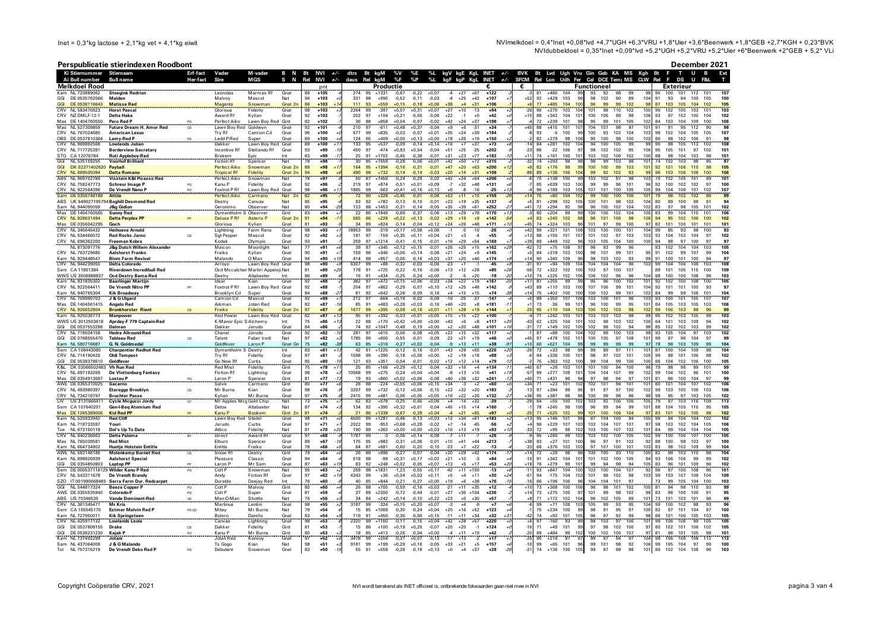Inet = 0,3*kg lactose + 2,1*kg vet + 4,1*kg eiwit

NVI = 0,4*Inet +0,08*lvd +4,7*UGH +6,3*VRU +1,8*Uier +3,6*Beenwerk +1,8*GEB +2,7*KGH + 0,3*BVK

NVIdubbeldoel = 0,35*Inet +0,09*lvd +5,2*UGH +5,2*VRU +5,2*Uier +6*Beenwerk +2*GEB + 5,2* VLi

# Perspublicatie stierindexen Roodbont

**December 2021**

## Melkdoel Rood

| Ki Stiernummer / Ai Bull number | Stiernaam / Bull name | Erf-fact / Her-fact | Vader / Sire | M-vader / MGS | B N / S N | Bt / Rel | NVI (pnt) | +/- | dtrs / daus | Bt / Rel | kgM | %V / %F | %E / %P | %L | kgV / kgF | kgE / kgP | KgL | INET | +/- | BVK / SFCM (€) | Bt / Rel | Lvd / Lon | Ugh / Udh | Vru / Fer | Gin / Cal | Geb / DCE | KA / Temp | MS / MS | Kgh / CLW | Bt / Rel | F / F | T / DS | U / U | B / F&L | Ext / T |
|---|---|---|---|---|---|---|---|---|---|---|---|---|---|---|---|---|---|---|---|---|---|---|---|---|---|---|---|---|---|---|---|---|---|---|---|
| Kam NL 733889062 | Steegink Redrion | | Leonidas | Marmax Rf | Gnat | 89 | +105 | -4 | 274 | 95 | +1331 | -0,67 | -0,22 | +0,07 | -4 | +27 | +67 | +122 | -4 | -3 | 81 | +460 | 104 | 95 | 93 | 92 | 98 | 99 | 98 | 90 | 100 | 101 | 112 | 101 | 107 |
| GGI DE 0535762086 | Malden | | Malvoy | Mascol | Nat | 94 | +103 | +0 | 331 | 98 | +990 | -0,52 | -0,11 | -0,03 | -4 | +25 | +42 | +107 | -7 | +52 | 92 | +428 | 103 | 96 | 98 | 102 | 90 | 89 | 104 | 91 | 93 | 94 | 100 | 105 | 100 |
| GGI DE 0538116643 | Matisse Red | | Magenta | Snowman | Gnat 2n | 86 | +103 | +14 | 111 | 93 | +559 | +0,15 | -0,18 | +0,06 | +38 | +4 | +31 | +106 | -1 | +6 | 77 | +485 | 104 | 100 | 96 | 99 | 99 | 92 | 98 | 87 | 103 | 105 | 104 | 102 | 105 |
| CRV NL 583470623 | Horst Pascal | | Glorious | Fidelity | Gnat | 98 | +103 | +3 | 2264 | 99 | -397 | +0,57 | +0,31 | +0,07 | +27 | +10 | -13 | +94 | +3 | -26 | 96 | +270 | 103 | 104 | 101 | 98 | 110 | 102 | 100 | 99 | 102 | 105 | 103 | 101 | 103 |
| CRV NZ DMLF-12-1 | Delta Haka | | Award Rf | Kylian | Gnat | 92 | +103 | -7 | 202 | 97 | +104 | +0,21 | -0,06 | -0,06 | +22 | -1 | +0 | +42 | +0 | +15 | 88 | +342 | 104 | 101 | 100 | 106 | 99 | 98 | 106 | 93 | 97 | 102 | 100 | 104 | 102 |
| Mas DE 1404760550 | Pero Red P | PO | Perfect Aiko | Lawn Boy Red | Gint | 82 | +102 | -1 | 36 | 88 | +858 | +0,04 | -0,07 | -0,02 | +42 | +24 | +37 | +198 | +2 | -4 | 72 | +239 | 101 | 98 | 95 | 99 | 101 | 105 | 102 | 84 | 103 | 104 | 109 | 100 | 106 |
| Mas NL 527309859 | Future Dream H. Amor Red | CD | Lawn Boy Red | Goldwyn | Gnat | 92 | +101 | -1 | 210 | 97 | -611 | +0,48 | +0,37 | -0,04 | +9 | +6 | -31 | +34 | | +45 | 88 | +415 | 101 | 107 | 104 | 107 | 98 | 97 | 101 | 91 | 91 | 95 | 112 | 96 | 98 |
| CRV NL 767024680 | American Lexus | | Try Rf | Camion Cd | Gnat | 96 | +100 | +0 | 677 | 99 | +835 | -0,03 | -0,07 | +0,01 | +35 | +24 | +39 | +184 | | -8 | 93 | -5 | 100 | 99 | 100 | 93 | 102 | 104 | 103 | 98 | 102 | 104 | 105 | 105 | 107 |
| OBS DE 0537810364 | Lamy-Red P | PO | Ladd P-Red | Super | Gnat | 89 | +100 | +4 | 124 | 95 | +409 | +0,00 | +0,13 | +0,00 | +18 | +26 | +19 | +150 | +2 | -2 | 82 | +279 | 98 | 108 | 95 | 100 | 98 | 100 | 103 | 86 | 98 | 102 | 106 | 91 | 98 |
| CRV NL 969892568 | Lowlands Julian | | Dakker | Lawn Boy Red | Gnat | 89 | +100 | +11 | 133 | 95 | +527 | -0,09 | -0,14 | +0,14 | +16 | +7 | +37 | +73 | +8 | -14 | 84 | +281 | 102 | 104 | 94 | 100 | 105 | 99 | 99 | 90 | 98 | 105 | 113 | 102 | 108 |
| CRV NL 717725391 | Borderview Secretary | | Incentive Rf | Stellando Rf | Gnat | 93 | +99 | -19 | 450 | 97 | -474 | +0,93 | +0,54 | -0,04 | +51 | +25 | -25 | +202 | | -23 | 86 | -22 | 106 | 97 | 99 | 102 | 102 | 95 | 106 | 95 | 105 | 101 | 97 | 102 | 101 |
| STG CA 12076784 | Ruti Appleboy-Red | | Brekem | Epic | Int | 83 | +99 | -17 | 25 | 91 | +1702 | -0,45 | -0,38 | -0,01 | +31 | +23 | +77 | +183 | -10 | +11 | 74 | +161 | 100 | 101 | 103 | 102 | 106 | 102 | 100 | 88 | 98 | 104 | 103 | 98 | 101 |
| GGI NL 535159255 | Voorhof Brilliant | | Fiction Rf | Spencer | Nat | 78 | +98 | -1 | 30 | 85 | +1559 | -0,28 | -0,06 | +0,01 | +42 | +50 | +72 | +315 | -2 | -32 | 74 | +293 | 98 | 98 | 98 | 99 | 103 | 98 | 100 | 74 | 102 | 103 | 98 | 95 | 97 |
| GGI DK 02371402620 | Payball | | Perfect Aiko | Snowman | Gnat 2n | 89 | +98 | +17 | 164 | 95 | +1394 | -0,16 | -0,31 | -0,01 | +47 | +20 | +63 | +200 | +12 | +8 | 82 | +176 | 99 | 99 | 100 | 100 | 99 | 103 | 101 | 92 | 101 | 106 | 110 | 98 | 105 |
| CRV NL 669505094 | Delta Romano | | Tropical Rf | Fidelity | Gnat 2n | 94 | +98 | +6 | 490 | 98 | +732 | -0,14 | -0,14 | -0,03 | +20 | +14 | +31 | +109 | -2 | -88 | 89 | +136 | 106 | 104 | 99 | 92 | 102 | 93 | 99 | 96 | 103 | 106 | 108 | 100 | 106 |
| ABS NL 969702786 | Visstein K&I Picasso Red | | Perfect Aiko | Snowman | Nat | 78 | +97 | -3 | 50 | 87 | +1456 | -0,24 | -0,29 | -0,02 | +42 | +24 | +64 | +206 | +0 | -6 | 70 | +138 | 100 | 99 | 103 | 102 | 97 | 98 | 103 | 70 | 102 | 105 | 101 | 99 | 101 |
| CRV NL 758247773 | Schreur Image P | PO | Kanu P | Fidelity | Gnat | 92 | +96 | -2 | 219 | 97 | +874 | -0,51 | +0,01 | +0,09 | -7 | +32 | +48 | +131 | +6 | -7 | 85 | +639 | 103 | 100 | 99 | 99 | 96 | 101 | 96 | 92 | 100 | 102 | 102 | 97 | 100 |
| CRV NL 922564396 | De Vrendt Nano P | PO | Foxtrot P Rf | Lawn Boy Red | Gnat | 98 | +96 | +11 | 1885 | 99 | -563 | +0,41 | +0,16 | +0,13 | +6 | -8 | -16 | -25 | +13 | -4 | 96 | +189 | 103 | 105 | 107 | 101 | 100 | 105 | 105 | 99 | 104 | 106 | 107 | 102 | 107 |
| Sem DE 0356748188 | Attila | | Perfect Aiko | Carmano | Nat 2n | 82 | +95 | -3 | 72 | 90 | +328 | +0,45 | -0,01 | -0,06 | +53 | +11 | +10 | +159 | -26 | +14 | 75 | +80 | 104 | 102 | 99 | 100 | 100 | 106 | 101 | 79 | 98 | 102 | 102 | 96 | 99 |
| ABS NL 949027195794 | Boghill Desmond Red | | Destry | Canvas | Nat | 85 | +95 | -4 | 93 | 92 | +782 | -0,13 | -0,10 | -0,01 | +23 | +19 | +35 | +137 | | +5 | 81 | +298 | 102 | 105 | 100 | 101 | 98 | 102 | 104 | 80 | 99 | 100 | 98 | 91 | 94 |
| Sem NL 944095058 | J&g Gidion | | Geronimo | Observer | Nat | 80 | +94 | -25 | 123 | 88 | +1453 | -0,31 | -0,14 | -0,05 | +35 | +39 | +61 | +252 | -27 | +41 | 72 | +294 | 92 | 98 | 96 | 100 | 102 | 104 | 102 | 83 | 97 | 98 | 105 | 101 | 102 |
| Mas DE 1404760565 | Sunny Red | | Dymentholm S | Observer | Gint | 83 | +94 | +7 | 22 | 86 | +1849 | -0,69 | -0,37 | -0,06 | +13 | +29 | +78 | +170 | +13 | -3 | 80 | +204 | 99 | 99 | 100 | 106 | 102 | 104 | 100 | 83 | 99 | 104 | 110 | 101 | 106 |
| CRV NL 928631494 | Delta Perplex PP | PP | Deluxe P Rf | Asterix P | Gnat 2n | 91 | +94 | -11 | 565 | 96 | +228 | +0,22 | +0,13 | -0,02 | +29 | +19 | +9 | +142 | -5 | +4 | 83 | +240 | 102 | 98 | 96 | 101 | 106 | 98 | 106 | 94 | 95 | 102 | 106 | 100 | 106 |
| Mas DE 0356042295 | Goch | | Glorious | Kylian | Gnat | 81 | +93 | -6 | 34 | 89 | +824 | -0,14 | -0,04 | +0,12 | +24 | +26 | +48 | +171 | +10 | +45 | 74 | +324 | 103 | 96 | 101 | 97 | 99 | 100 | 97 | 82 | 101 | 100 | 101 | 101 | 101 |
| CRV NL 346645432 | Heihoeve Arnold | | Lightning | Farm Rens | Gnat | 98 | +93 | +7 | 18963 | 99 | -319 | +0,17 | +0,08 | +0,06 | -1 | -5 | -10 | -26 | +0 | +42 | 99 | +321 | 101 | 108 | 103 | 100 | 100 | 101 | 104 | 99 | 85 | 93 | 98 | 100 | 93 |
| CRV NL 534466572 | Red Rocks Jarno | CD | Sgt Pepper | Mascol | Gnat | 92 | +92 | +3 | 191 | 97 | -159 | +0,35 | +0,11 | +0,04 | +21 | +3 | -4 | +55 | -4 | +13 | 88 | +155 | 101 | 107 | 101 | 102 | 97 | 103 | 103 | 92 | 104 | 102 | 104 | 97 | 102 |
| CRV NL 696362200 | Freeman Kobra | | Kodak | Olympic | Gnat | 93 | +91 | -7 | 259 | 97 | +1214 | -0,41 | -0,15 | -0,01 | +16 | +29 | +54 | +169 | -7 | +39 | 89 | +449 | 102 | 96 | 103 | 105 | 104 | 100 | 100 | 94 | 98 | 97 | 100 | 97 | 97 |
| NL 873097776 | J&g Dutch Willem Alexander | | Maicon | Moonlight | Nat | 77 | +91 | +6 | 39 | 87 | +345 | +0,12 | +0,15 | -0,01 | +26 | +25 | +15 | +162 | +29 | -42 | 72 | -75 | 108 | 97 | 96 | 93 | 99 | 96 | | 83 | 102 | 104 | 104 | 103 | 105 |
| CRV NL 763729680 | Aalshorst Franko | | Fraiko | Kylian | Gnat | 90 | +91 | +7 | 159 | 96 | +346 | +0,06 | +0,14 | -0,08 | +21 | +24 | +9 | +145 | +7 | +5 | 84 | +318 | 103 | 100 | 98 | 107 | 99 | 101 | 95 | 91 | 102 | 99 | 107 | 99 | 104 |
| Kam NL 929448547 | Blom Farm Revival | | Malando | O Man | Gnat | 94 | +90 | +19 | 414 | 98 | +957 | -0,06 | -0,16 | +0,03 | +37 | +20 | +46 | +174 | +9 | +14 | 90 | +345 | 103 | 96 | 98 | 103 | 102 | 93 | 99 | 91 | 100 | 101 | 100 | 94 | 97 |
| CRV NL 944239050 | Delta Colorado | | Arroyo | Lawn Boy Red | Gnat | 99 | +90 | -1 | 6307 | 99 | +88 | -0,32 | -0,03 | -0,06 | -23 | +1 | +1 | -45 | -1 | -31 | 97 | +34 | 109 | 104 | 104 | 104 | 98 | 103 | 103 | 99 | 104 | 106 | 108 | 103 | 108 |
| Sem CA 11801384 | Riverdown Incredibull Red | | Ocd Mccutchen | Marbri Appleja | Nat | 81 | +89 | +25 | 178 | 91 | +725 | -0,22 | -0,16 | -0,06 | +13 | +12 | +28 | +85 | +26 | -56 | 72 | +322 | 102 | 100 | 103 | 97 | 100 | 107 | | 89 | 101 | 105 | 115 | 100 | 109 |
| WWS US 3006988837 | Ocd Destry Bama-Red | | Destry | Altabaxter | Int | 86 | +89 | +8 | 16 | 91 | +434 | -0,25 | -0,24 | +0,00 | -2 | -5 | +20 | -19 | -20 | +10 | 74 | +225 | 102 | 106 | 106 | 102 | 96 | 96 | 104 | 88 | 100 | 100 | 108 | 98 | 103 |
| Kam NL 931835352 | Baarlinger Martijn | | Ideal | Camion Cd | Gnat | 92 | +88 | -1 | 382 | 97 | +472 | +0,15 | +0,06 | -0,03 | +34 | +22 | +19 | +167 | -20 | +17 | 87 | +255 | 99 | 95 | 95 | 96 | 100 | 102 | 101 | 92 | 102 | 100 | 108 | 100 | 105 |
| CRV NL 922564411 | De Vrendt Nitro PP | PP | Foxtrot P Rf | Lawn Boy Red | Gnat | 93 | +88 | +3 | 204 | 97 | +862 | -0,29 | -0,07 | +0,10 | +12 | +25 | +48 | +142 | | +43 | 88 | +110 | 103 | 100 | 107 | 106 | 99 | 91 | 104 | 92 | 101 | 101 | 100 | 93 | 97 |
| Kam NL 940765304 | Kik Broadway | | Brooklyn Cd | Super | Gnat | 84 | +88 | -27 | 81 | 92 | +642 | -0,28 | -0,09 | -0,16 | +4 | +15 | +15 | +74 | -38 | +14 | 75 | +402 | 100 | 100 | 100 | 102 | 99 | 101 | 102 | 84 | 99 | 99 | 108 | 101 | 104 |
| CRV NL 709990703 | J & G Digard | | Camion Cd | Mascol | Gnat | 92 | +88 | -1 | 212 | 97 | -664 | +0,18 | -0,02 | -0,09 | -16 | -25 | -37 | -147 | -4 | +0 | 89 | +350 | 107 | 106 | 103 | 106 | 101 | 96 | 103 | 93 | 100 | 101 | 105 | 107 | 107 |
| Mas DE 1404561415 | Angelo Red | | Aikman | Jotan Red | Gnat | 82 | +87 | -16 | 85 | 91 | +483 | +0,28 | +0,03 | -0,16 | +46 | +20 | +8 | +181 | -11 | +1 | 73 | -36 | 99 | 101 | 96 | 100 | 99 | 95 | 101 | 84 | 105 | 103 | 105 | 103 | 106 |
| CRV NL 926652804 | Bronkhorster Riant | CD | Fraiko | Fidelity | Gnat 2n | 97 | +87 | +8 | 1677 | 99 | +395 | -0,08 | +0,16 | +0,01 | +11 | +28 | +19 | +144 | +1 | -20 | 95 | +110 | 104 | 103 | 100 | 102 | 103 | 98 | 100 | 99 | 106 | 103 | 98 | 96 | 99 |
| Kam NL 920030773 | Manpower | | Red Power | Lawn Boy Red | Gnat | 82 | +87 | +13 | 95 | 91 | +392 | -0,03 | -0,01 | -0,06 | +15 | +15 | +22 | +106 | -7 | -4 | 71 | +242 | 103 | 101 | 103 | 103 | 103 | 98 | 99 | 85 | 102 | 103 | 105 | 99 | 103 |
| WWS US 3012503618 | Apriday-F 779 Captain-Red | | K-Manor Epic S | Alchemy | Int | 75 | +86 | +13 | 22 | 88 | +170 | +0,42 | +0,00 | +0,00 | +43 | +6 | +8 | +117 | +25 | -43 | 62 | +325 | 104 | 101 | 102 | 98 | 103 | 102 | 100 | 64 | 101 | 103 | 109 | 94 | 102 |
| GGI DE 0537553288 | Dalman | | Dakker | Jerudo | Gnat | 84 | +86 | -2 | 74 | 92 | +1047 | -0,48 | -0,19 | +0,00 | +2 | +20 | +48 | +101 | +16 | -31 | 77 | +149 | 102 | 105 | 102 | 98 | 102 | 94 | 98 | 85 | 102 | 102 | 103 | 99 | 102 |
| CRV NL 719504158 | Hedra Allround-Red | | Chanel | Jerudo | Gnat | 92 | +82 | -10 | 281 | 97 | +615 | -0,06 | -0,08 | +0,05 | +22 | +15 | +32 | +117 | +2 | -1 | 87 | -88 | 100 | 104 | 102 | 99 | 100 | 103 | 98 | 93 | 105 | 104 | 97 | 103 | 102 |
| GGI DE 0768555470 | Tableau Red | CD | Talent | Faber (red) | Nat | 97 | +82 | +3 | 1785 | 99 | +600 | -0,55 | -0,01 | -0,09 | -22 | +21 | +19 | +46 | -9 | +45 | 97 | +478 | 102 | 101 | 100 | 105 | 97 | 108 | 101 | 99 | 97 | 96 | 104 | 97 | 99 |
| Kam NL 580716687 | G. N. Goldmedal | | Goldfever | Laron P | Gnat Gn | 75 | +82 | -38 | 63 | 85 | +316 | -0,27 | +0,02 | -0,04 | -9 | +13 | +11 | +38 | -91 | +10 | 66 | +621 | 104 | 99 | 99 | 99 | 99 | 99 | 97 | 78 | 98 | 103 | 109 | 99 | 104 |
| Sem CA 108443080 | Charpentier Redhot Red | | Dymentholm S | Destry | Int | 83 | +81 | +13 | 42 | 91 | +1225 | -0,12 | -0,16 | -0,01 | +43 | +29 | +55 | +226 | +20 | -26 | 72 | +33 | 98 | 99 | 99 | 89 | 97 | 111 | 101 | 87 | 100 | 104 | 109 | 98 | 104 |
| CRV NL 714190426 | Oldi Tempest | | Try Rf | Fidelity | Gnat | 97 | +81 | -3 | 1598 | 99 | +390 | -0,18 | +0,06 | +0,00 | +2 | +19 | +18 | +88 | +3 | -6 | 94 | +336 | 100 | 101 | 98 | 97 | 102 | 101 | 105 | 99 | 98 | 101 | 106 | 98 | 102 |
| GGI DE 0538378610 | Goldfever | | Go Now Rf | Curtis | Gnat | 85 | +80 | -15 | 121 | 93 | +351 | -0,04 | -0,01 | -0,02 | +12 | +12 | +14 | +79 | -12 | -2 | 75 | +383 | 102 | 100 | 99 | 104 | 99 | 100 | 100 | 86 | 104 | 102 | 106 | 100 | 105 |
| K&L DK 03066502483 | Vh Run Red | | Red Mist | Fidelity | Gnat | 75 | +78 | +11 | 25 | 85 | +166 | +0,29 | +0,12 | -0,04 | +32 | +16 | +4 | +134 | -11 | -40 | 67 | +26 | 103 | 101 | 101 | 100 | 94 | 100 | 96 | 79 | 98 | 96 | 99 | 101 | 99 |
| CRV NL 697193269 | De Vlottenburg Fantasy | | Fiction Rf | Lightning | Gnat | 98 | +78 | +3 | 10568 | 99 | +275 | -0,24 | +0,04 | +0,04 | -8 | +13 | +16 | +41 | +19 | -57 | 99 | +277 | 108 | 101 | 104 | 104 | 107 | 99 | 102 | 99 | 104 | 102 | 96 | 101 | 100 |
| Mas DE 0354913687 | Lostau P | PO | Laron P | Spencer | Gint | 81 | +77 | -13 | 19 | 93 | +860 | +0,02 | +0,06 | -0,08 | +40 | +36 | +32 | +241 | -13 | +40 | 71 | +431 | 96 | 94 | 97 | 98 | 94 | 97 | 101 | 81 | 96 | 100 | 104 | 97 | 99 |
| AWE DE 0355310025 | Sacarno | | Salve | Carmano | Gnat | 80 | +77 | +6 | 28 | 88 | -224 | +0,55 | +0,06 | +0,15 | +34 | -3 | +2 | +60 | -5 | +34 | 71 | +23 | 101 | 102 | 102 | 101 | 96 | 101 | 101 | 80 | 101 | 104 | 107 | 102 | 106 |
| CRV NL 493980397 | Etaregge Brooklyn | CD | Mr Burns | Kian | Gnat | 98 | +76 | -7 | 3297 | 99 | +732 | -0,12 | +0,06 | -0,15 | +22 | +32 | +20 | +183 | -3 | -13 | 97 | +394 | 99 | 95 | 91 | 97 | 97 | 100 | 102 | 99 | 103 | 100 | 106 | 104 | 106 |
| CRV NL 734216797 | Bruchter Passe | | Kylian | Mr Burns | Gnat | 97 | +75 | -5 | 2415 | 99 | +481 | -0,06 | +0,05 | +0,05 | +16 | +22 | +26 | +132 | -27 | +36 | 95 | +387 | 98 | 96 | 100 | 99 | 98 | 96 | 98 | 99 | 95 | 97 | 103 | 105 | 102 |
| LIV US 3131666411 | Cycle Mcguci Lordy | CV | Mr Apples Mcg | Gold Chip | Nat | 73 | +75 | -7 | 62 | 83 | +578 | -0,25 | -0,20 | +0,06 | +4 | +14 | +24 | +39 | -3 | -29 | 64 | +55 | 100 | 102 | 103 | 92 | 106 | 106 | 105 | 79 | 97 | 103 | 116 | 109 | 113 |
| Sem CA 107640201 | Gen-I-Beq Atomium Red | | Detox | Altabaxter | Nat | 87 | +74 | +3 | 134 | 92 | +390 | +0,32 | +0,01 | -0,04 | +45 | +15 | +14 | +160 | -3 | -1 | 78 | +245 | 99 | 100 | 96 | 99 | 94 | 99 | 101 | 88 | 104 | 105 | 110 | 95 | 105 |
| Mas DE 1265389006 | Kid Red PP | PP | Kanu P | Bookem | Gint 2n | 81 | +74 | +4 | 21 | 86 | +1338 | -0,67 | -0,28 | +0,04 | -4 | +21 | +65 | +97 | +0 | -25 | 71 | +525 | 102 | 99 | 101 | 100 | 106 | 104 | 97 | 83 | 101 | 102 | 105 | 98 | 102 |
| Kam NL 526933942 | Red Cliff | | Lawn Boy Red | Stadel | Gnat | 98 | +71 | +0 | 4600 | 99 | +1287 | -0,48 | -0,13 | +0,03 | +12 | +34 | +61 | +183 | +2 | +13 | 95 | +146 | 101 | 98 | 87 | 104 | 100 | 94 | 100 | 99 | 94 | 104 | 104 | 102 | 102 |
| Kam NL 718733597 | Youri | | Jerudo | Curtis | Gnat | 97 | +71 | +1 | 2022 | 99 | -953 | +0,68 | +0,28 | -0,02 | +7 | -14 | -45 | -56 | +2 | +4 | 96 | +229 | 107 | 103 | 103 | 104 | 107 | 107 | 97 | 98 | 103 | 102 | 104 | 105 | 106 |
| Tox NL 673150118 | Dol's Up To Date | | Attico | Fidelity | Nat | 81 | +70 | +20 | 190 | 89 | +362 | +0,00 | +0,00 | +0,03 | +16 | +13 | +19 | +93 | +10 | -33 | 72 | +95 | 98 | 102 | 103 | 105 | 107 | 102 | 101 | 84 | 99 | 104 | 104 | 104 | 105 |
| CRV NL 640236663 | Delta Paloma | BY | Direct | Award Rf | Gint | 97 | +68 | -9 | 1797 | 99 | -3 | -0,08 | +0,14 | -0,08 | -7 | +11 | -7 | +28 | -3 | -9 | 95 | +260 | 99 | 103 | 103 | 102 | 103 | 102 | 105 | 99 | 102 | 107 | 106 | 100 | 105 |
| Mas NL 765039581 | Red Mist | | Elburn | Spencer | Gnat | 89 | +67 | -16 | 175 | 95 | +982 | -0,31 | +0,06 | -0,01 | +15 | +41 | +44 | +213 | -2 | +38 | 83 | +27 | 101 | 100 | 96 | 97 | 91 | 102 | 92 | 88 | 100 | 98 | 103 | 97 | 100 |
| Kam NL 664734802 | Huntje Holstein Entitle | | Entitle | Fraiko | Gnat | 78 | +66 | +9 | 64 | 87 | +481 | -0,60 | -0,20 | -0,10 | -23 | +7 | +22 | -13 | +3 | -33 | 68 | +376 | 103 | 103 | 97 | 107 | 100 | 101 | 103 | 83 | 98 | 102 | 109 | 99 | 104 |
| AWE NL 583148186 | Molenkamp Burnet Red | CD | Snow Rf | Destry | Gnat | 79 | +64 | -5 | 26 | 88 | +996 | -0,27 | -0,07 | -0,04 | +20 | +29 | +42 | +174 | +7 | +14 | 72 | +26 | 98 | 98 | 100 | 100 | 93 | 110 | 100 | 82 | 99 | 103 | 110 | 99 | 104 |
| Kam NL 898826939 | Aalshorst Special | | Pleasure | Classic | Gnat | 94 | +64 | -4 | 518 | 98 | -99 | +0,31 | +0,17 | +0,02 | +21 | +10 | -3 | +84 | +4 | -10 | 91 | +342 | 104 | 101 | 101 | 102 | 100 | 105 | 101 | 92 | 99 | 106 | 99 | 99 | 102 |
| GGI DE 0354850803 | Laptop PP | PP | Laron P | Mr Sam | Gnat | 87 | +63 | +19 | 83 | 92 | +248 | +0,02 | -0,05 | +0,07 | +13 | +5 | +17 | +53 | +20 | +18 | 76 | +279 | 103 | 98 | 99 | 94 | 98 | 94 | 105 | 83 | 96 | 101 | 109 | 96 | 102 |
| Sem DE 000537116129 | Wilder Kanu P Red | PO | Colt P | Snowman | Nat | 95 | +63 | +2 | 259 | 98 | +1831 | -1,23 | -0,55 | +0,17 | -42 | +11 | +100 | -13 | +8 | -11 | 93 | +847 | 104 | 100 | 103 | 103 | 100 | 104 | 107 | 92 | 96 | 97 | 100 | 108 | 101 |
| CRV NL 543311678 | De Vrendt Brandy | | Andy | Fiction Rf | Gnat | 97 | +62 | +19 | 4343 | 99 | +36 | +0,04 | +0,03 | +0,11 | +5 | +4 | +11 | +30 | +24 | -61 | 94 | -175 | 104 | 103 | 101 | 98 | 102 | 98 | 103 | 99 | 103 | 107 | 103 | 105 | 106 |
| SZO IT 001990668485 | Serra Farm Dur. Redcarpet | | Durable | Deejay Red | Int | 76 | +60 | -8 | 40 | 85 | +844 | -0,21 | -0,27 | +0,00 | +19 | +8 | +38 | +76 | -15 | -16 | 66 | +196 | 106 | 96 | 104 | 104 | 101 | 97 | | 73 | 99 | 105 | 104 | 100 | 104 |
| GGI NL 544817324 | Beeze Copper P | PO | Colt P | Malvoy | Gint | 80 | +60 | +4 | 26 | 88 | +705 | -0,59 | -0,16 | -0,03 | -21 | +11 | +35 | +12 | +0 | +10 | 73 | +368 | 100 | 106 | 96 | 98 | 101 | 102 | 98 | 81 | 94 | 98 | 110 | 93 | 99 |
| AWE DE 0355535940 | Coloredo-P | PO | Colt P | Super | Gnat | 81 | +59 | -4 | 37 | 89 | +2300 | -0,72 | -0,44 | -0,01 | +27 | +36 | +104 | +236 | -4 | +14 | 73 | +275 | 100 | 97 | 101 | 99 | 98 | 102 | 96 | 83 | 98 | 100 | 100 | 91 | 95 |
| ABS NL 70346535 | Vande Dominant-Red | VR | Man-O-Man | Shottle | Nat | 76 | +56 | +3 | 34 | 84 | +242 | +0,14 | -0,10 | +0,22 | +23 | +0 | +30 | +57 | -2 | +8 | 71 | +172 | 102 | 104 | 96 | 102 | 105 | 99 | 104 | 73 | 99 | 101 | 103 | 101 | 96 |
| CRV NL 361345471 | Mr Kris | | Martinus | Lentini | Nat | 98 | +55 | +2 | 3187 | 99 | -324 | +0,15 | +0,20 | -0,07 | -3 | +4 | -9 | +7 | +6 | -27 | 96 | +71 | 108 | 103 | 105 | 99 | 103 | 99 | 97 | 99 | 100 | 102 | 98 | 98 | 96 |
| Sem CA 105545170 | Estmer Melvin Red P | PO CD | Mitey | Mr Burns | Nat | 79 | +54 | -6 | 15 | 85 | +1069 | -0,30 | -0,24 | +0,04 | +20 | +16 | +52 | +123 | -4 | -1 | 75 | +234 | 100 | 99 | 98 | 91 | 95 | 97 | 100 | 82 | 97 | 101 | 104 | 97 | 100 |
| Kam NL 727950011 | Kik Springsteen | | Bolero | Danillo | Gnat | 83 | +54 | -16 | 119 | 91 | +456 | -0,36 | -0,06 | +0,15 | -11 | +11 | +34 | +32 | +21 | -42 | 74 | +92 | 101 | 105 | 96 | 99 | 101 | 99 | 98 | 85 | 98 | 101 | 104 | 102 | 104 |
| CRV NL 425917132 | Lowlands Leola | | Canvas | Lightning | Gnat | 98 | +53 | -5 | 2320 | 99 | +1160 | -0,11 | -0,15 | +0,04 | +42 | +28 | +57 | +220 | -4 | +6 | 97 | -160 | 93 | 99 | 98 | 103 | 97 | 106 | 101 | 99 | 106 | 109 | 105 | 105 | 108 |
| GGI DE 0537808155 | Drake | CD | Dakker | Fidelity | Gint | 81 | +53 | -1 | 15 | 86 | +100 | +0,19 | +0,20 | -0,07 | +20 | +20 | -1 | +124 | -0 | -16 | 71 | +49 | 101 | 99 | 97 | 98 | 102 | 100 | 97 | 80 | 102 | 105 | 102 | 104 | 104 |
| GGI DE 0538231230 | Kajak P | PO | Kanu P | Mr Burns | Gnat | 80 | +53 | +3 | 19 | 85 | +413 | -0,26 | -0,04 | +0,00 | +4 | +11 | +19 | +42 | -5 | -20 | 69 | +484 | 100 | 102 | 100 | 102 | 106 | 107 | 97 | 81 | 98 | 101 | 105 | 98 | 101 |
| Kam NL 734932994 | Jotani | | Jotan Red | Malvoy | Gnat | 97 | +52 | +8 | 3478 | 99 | +204 | -0,07 | -0,16 | +0,13 | +6 | -6 | +19 | -3 | +1 | -26 | 94 | +171 | 102 | 96 | 102 | 101 | 95 | 94 | 104 | 98 | 100 | 109 | 108 | 112 | 113 |
| Sam NL 437064008 | J & G Malando | | Ts Gogo | Kian | Nat | 98 | +51 | +3 | 9181 | 99 | +199 | +0,29 | +0,16 | -0,05 | +33 | +21 | +5 | +157 | -6 | -10 | 99 | +65 | 101 | 96 | 99 | 101 | 98 | 103 | 105 | 99 | 105 | 104 | 97 | 99 | 100 |
| Tot NL 757315219 | De Vrendt Deko Red P | PO | Debutant | Snowman | Gnat | 83 | +50 | -15 | 55 | 91 | +558 | -0,28 | +0,18 | +0,13 | +6 | +14 | +37 | +28 | -26 | -31 | 74 | +116 | 102 | 98 | 105 | 99 | 97 | 98 | 101 | 86 | 102 | 104 | 108 | 96 | 103 |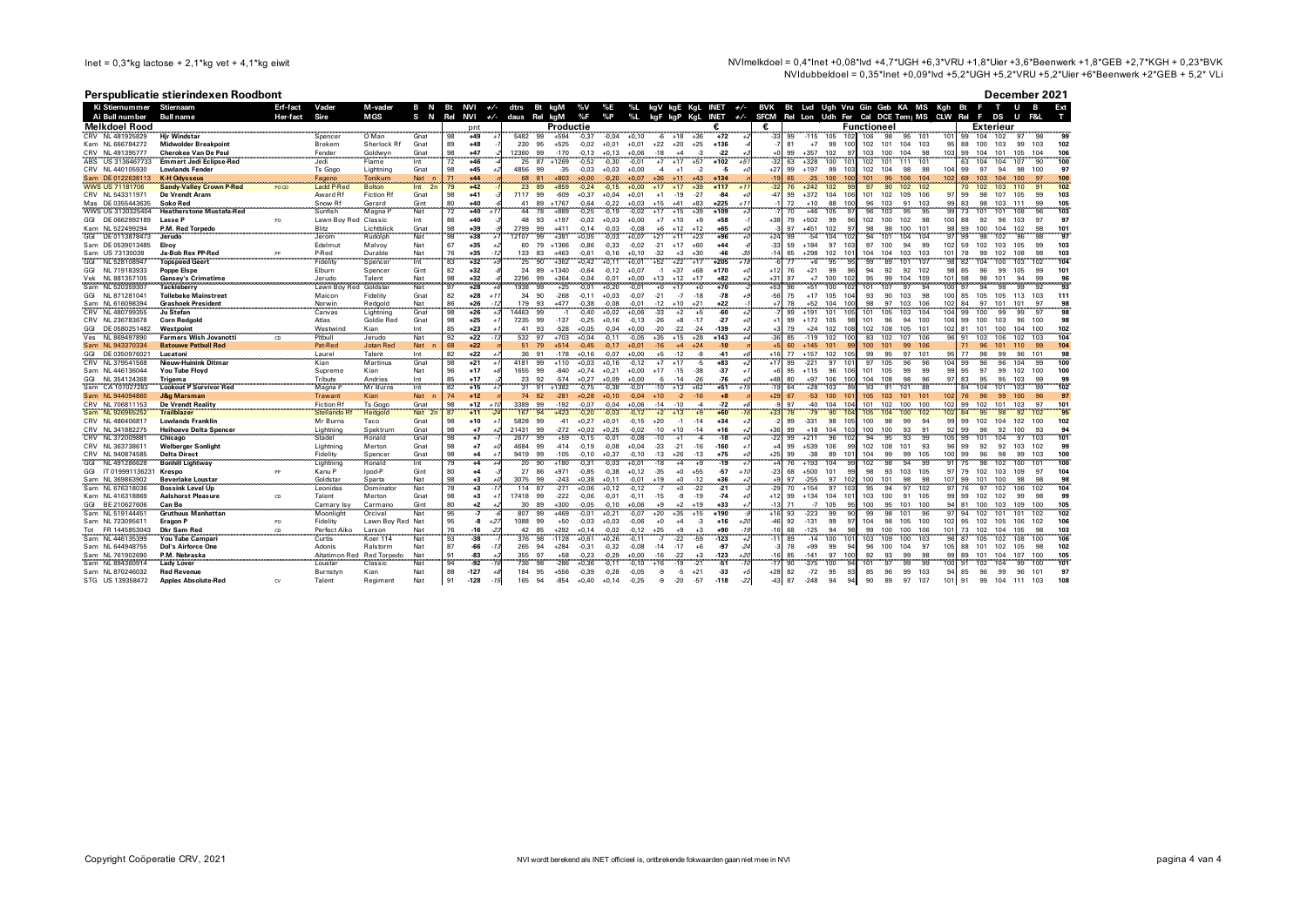Inet = 0,3*kg lactose + 2,1*kg vet + 4,1*kg eiwit

NVImelkdoel = 0,4*Inet +0,08*lvd +4,7*UGH +6,3*VRU +1,8*Uier +3,6*Beenwerk +1,8*GEB +2,7*KGH + 0,23*BVK

NVIdubbeldoel = 0,35*Inet +0,09*lvd +5,2*UGH +5,2*VRU +5,2*Uier +6*Beenwerk +2*GEB + 5,2* VLi

## Perspublicatie stierindexen Roodbont

**December 2021**

| Ki Stiernummer | Stiernaam | Erf-fact | Vader | M-vader | B | N | Bt | NVI | +/- | dtrs | Bt | kgM | %V | %E | %L | kgV | kgE | KgL | INET | +/- | BVK | Bt | Lvd | Ugh | Vru | Gin | Geb | KA | MS | Kgh | Bt | F | T | U | B | Ext |
|---|---|---|---|---|---|---|---|---|---|---|---|---|---|---|---|---|---|---|---|---|---|---|---|---|---|---|---|---|---|---|---|---|---|---|---|---|
| Ai Bull number | Bull name | Her-fact | Sire | MGS | S | N | Rel | NVI | +/- | daus | Rel | kgM | %F | %P | %L | kgF | kgP | KgL | INET | +/- | SFCM | Rel | Lon | Udh | Fer | Cal | DCE | Temp | MS | CLW | Rel | F | DS | U | F&L | T |
| **Melkdoel Rood** | | | | | | | | pnt | | | | Productie | | | | | | | € | | € | | Functioneel | | | | | | | | | Exterieur | | | | |
| CRV NL 481925829 | Hjr Windstar | | Spencer | O Man | Gnat | | 98 | +49 | +1 | 5482 | 99 | +594 | -0,37 | -0,04 | +0,10 | -6 | +18 | +36 | +72 | +2 | -33 | 99 | -115 | 105 | 102 | 106 | 98 | 95 | 101 | 101 | 99 | 104 | 102 | 97 | 98 | 99 |
| Kam NL 666784272 | Midwolder Breakpoint | | Brekem | Sherlock Rf | Gnat | | 89 | +48 | -1 | 230 | 95 | +525 | -0,02 | +0,01 | +0,01 | +22 | +20 | +25 | +136 | -1 | -7 | 81 | +7 | 99 | 100 | 102 | 101 | 104 | 103 | 95 | 88 | 100 | 103 | 99 | 103 | 102 |
| CRV NL 491395777 | Cherokee Van De Peul | | Fender | Goldwyn | Gnat | | 98 | +47 | -1 | 12360 | 99 | -170 | -0,13 | +0,13 | +0,06 | -18 | +4 | -3 | -22 | -1 | +0 | 99 | +357 | 102 | 97 | 103 | 100 | 104 | 98 | 103 | 99 | 104 | 101 | 105 | 104 | 106 |
| ABS US 3136467733 | Emmert Jedi Eclipse-Red | | Jedi | Flame | Int | | 72 | +46 | -4 | 25 | 87 | +1269 | -0,52 | -0,30 | -0,01 | +7 | +17 | +57 | +102 | +57 | -32 | 63 | +328 | 100 | 101 | 102 | 101 | 111 | 101 | | 63 | 104 | 104 | 107 | 90 | 100 |
| CRV NL 440105930 | Lowlands Fender | | Ts Gogo | Lightning | Gnat | | 98 | +45 | +2 | 4856 | 99 | -35 | -0,03 | +0,03 | +0,00 | -4 | +1 | -2 | -5 | +0 | +27 | 99 | +197 | 99 | 103 | 102 | 104 | 98 | 98 | 104 | 99 | 97 | 94 | 98 | 100 | 97 |
| Sam DE 0122638113 | K-H Odysseus | | Fageno | Tonikum | Nat | n | 71 | +44 | | 68 | 81 | +803 | +0,00 | -0,20 | +0,07 | +36 | +11 | +43 | +134 | | -19 | 65 | -25 | 100 | 100 | 101 | 95 | 106 | 104 | 102 | 69 | 103 | 104 | 100 | 97 | 100 |
| WWS US 71181706 | Sandy-Valley Crown P-Red | PO CD | Ladd P-Red | Bolton | Int | 2n | 79 | +42 | -1 | 23 | 89 | +859 | -0,24 | -0,15 | +0,00 | +17 | +17 | +39 | +117 | +11 | -32 | 76 | +242 | 102 | 99 | 97 | 90 | 102 | 102 | | 70 | 102 | 103 | 110 | 91 | 102 |
| CRV NL 543311971 | De Vrendt Aram | | Award Rf | Fiction Rf | Gnat | | 98 | +41 | -3 | 7117 | 99 | -609 | +0,37 | +0,04 | +0,01 | +1 | -19 | -27 | -84 | +0 | -47 | 99 | +372 | 104 | 106 | 101 | 102 | 109 | 106 | 97 | 99 | 98 | 107 | 105 | 99 | 103 |
| Mas DE 0355443635 | Soko Red | | Snow Rf | Gerard | Gint | | 80 | +40 | -6 | 41 | 89 | +1767 | -0,64 | -0,22 | +0,03 | +15 | +41 | +83 | +225 | +17 | -1 | 72 | +10 | 88 | 100 | 96 | 103 | 91 | 103 | 99 | 83 | 98 | 103 | 111 | 99 | 105 |
| WWS US 3130225404 | Heatherstone Mustafa-Red | | Sunfish | Magna P | Nat | | 72 | +40 | +11 | 44 | 78 | +889 | -0,25 | -0,19 | -0,02 | +17 | +15 | +39 | +109 | +3 | -7 | 70 | +46 | 105 | 97 | 96 | 103 | 95 | 95 | 99 | 73 | 101 | 101 | 108 | 96 | 103 |
| GGI DE 0662992189 | Lasse P | PO | Lawn Boy Red | Classic | Int | | 86 | +40 | -3 | 48 | 93 | +197 | -0,02 | +0,03 | +0,00 | +7 | +10 | +9 | +58 | -1 | +38 | 79 | +502 | 99 | 96 | 102 | 100 | 102 | 98 | 100 | 88 | 92 | 96 | 103 | 97 | 97 |
| Kam NL 522499294 | P.M. Red Torpedo | | Blitz | Lichtblick | Gnat | | 98 | +39 | -9 | 2799 | 99 | +411 | -0,14 | -0,03 | -0,08 | +6 | +12 | +12 | +65 | +0 | -3 | 97 | +451 | 102 | 97 | 98 | 98 | 100 | 101 | 98 | 99 | 100 | 104 | 102 | 98 | 101 |
| GGI DE 0113878473 | Jerudo | | Jerom | Rudolph | Nat | | 98 | +38 | -1 | 12107 | 99 | +381 | +0,05 | -0,03 | +0,07 | +21 | +11 | +23 | +96 | +0 | +24 | 99 | -54 | 104 | 102 | 94 | 101 | 104 | 104 | 97 | 99 | 98 | 102 | 96 | 98 | 97 |
| Sam DE 0539013485 | Elroy | | Edelmut | Malvoy | Nat | | 67 | +35 | +2 | 60 | 79 | +1366 | -0,86 | -0,33 | -0,02 | -21 | +17 | +60 | +44 | -6 | -33 | 59 | +184 | 97 | 103 | 97 | 100 | 94 | 99 | 102 | 59 | 102 | 103 | 105 | 99 | 103 |
| Sam US 73130038 | Ja-Bob Rex PP-Red | PP | P-Red | Durable | Nat | | 76 | +35 | -12 | 133 | 83 | +463 | -0,61 | -0,16 | +0,10 | -32 | +3 | +30 | -46 | -35 | -14 | 65 | +298 | 102 | 101 | 104 | 104 | 103 | 103 | 101 | 78 | 99 | 102 | 108 | 98 | 103 |
| GGI NL 528108947 | Topspeed Geert | | Fidelity | Spencer | Int | | 83 | +32 | +9 | 25 | 90 | +362 | +0,42 | +0,11 | +0,01 | +52 | +22 | +17 | +205 | +18 | -6 | 77 | +8 | 95 | 95 | 99 | 89 | 101 | 107 | 98 | 82 | 104 | 100 | 103 | 102 | 104 |
| GGI NL 719183933 | Poppe Elspe | | Elburn | Spencer | Gint | | 82 | +32 | -8 | 24 | 89 | +1340 | -0,64 | -0,12 | +0,07 | -1 | +37 | +68 | +170 | +0 | +12 | 76 | +21 | 99 | 96 | 94 | 92 | 92 | 102 | 98 | 85 | 96 | 99 | 105 | 99 | 101 |
| Vek NL 881357105 | Gansey's Crimetime | | Jerudo | Talent | Nat | | 98 | +32 | -6 | 2296 | 99 | +364 | -0,04 | -0,01 | +0,00 | +13 | +12 | +17 | +82 | +2 | +31 | 97 | +7 | 100 | 102 | 95 | 99 | 104 | 109 | 101 | 98 | 98 | 101 | 94 | 99 | 96 |
| Sam NL 520359307 | Tackleberry | | Lawn Boy Red | Goldstar | Nat | | 97 | +28 | +8 | 1938 | 99 | +25 | -0,01 | +0,20 | -0,01 | +0 | +17 | +0 | +70 | -3 | +53 | 96 | +61 | 100 | 102 | 101 | 107 | 97 | 94 | 100 | 97 | 94 | 98 | 99 | 92 | 93 |
| GGI NL 871281041 | Tollebeke Mainstreet | | Maicon | Fidelity | Gnat | | 82 | +28 | +11 | 34 | 90 | -268 | -0,11 | +0,03 | -0,07 | -21 | -7 | -18 | -78 | -9 | -56 | 75 | +17 | 105 | 104 | 93 | 90 | 103 | 98 | 100 | 85 | 105 | 105 | 113 | 103 | 111 |
| Sam NL 610098394 | Grashoek President | | Norwin | Redgold | Nat | | 86 | +26 | -12 | 179 | 93 | +477 | -0,38 | -0,08 | -0,01 | -12 | +10 | +21 | +22 | -1 | +7 | 78 | +52 | 104 | 100 | 98 | 97 | 103 | 106 | 102 | 84 | 97 | 101 | 101 | 97 | 98 |
| CRV NL 480799355 | Ju Stefan | | Canvas | Lightning | Gnat | | 98 | +26 | +3 | 14463 | 99 | -1 | -0,40 | +0,02 | +0,06 | -33 | +2 | +5 | -60 | -2 | -7 | 99 | +191 | 101 | 105 | 101 | 105 | 103 | 104 | 104 | 99 | 100 | 99 | 99 | 97 | 98 |
| CRV NL 236783678 | Corn Redgold | | Atlas | Goldie Red | Gnat | | 98 | +25 | +1 | 7235 | 99 | -137 | -0,25 | +0,16 | -0,13 | -26 | +8 | -17 | -27 | +0 | +1 | 99 | +172 | 105 | 98 | 101 | 96 | 94 | 100 | 106 | 99 | 100 | 103 | 96 | 100 | 98 |
| GGI DE 0580251482 | Westpoint | | Westwind | Kian | Int | | 85 | +23 | +1 | 41 | 93 | -528 | +0,05 | -0,04 | +0,00 | -20 | -22 | -24 | -139 | +3 | +3 | 79 | +24 | 102 | 108 | 102 | 108 | 105 | 101 | 102 | 81 | 101 | 100 | 104 | 100 | 102 |
| Ves NL 869497890 | Farmers Wish Jovanotti | CD | Pitbull | Jerudo | Nat | | 92 | +22 | -13 | 532 | 97 | +703 | +0,04 | -0,11 | -0,05 | +35 | +15 | +28 | +143 | +4 | -36 | 85 | -119 | 102 | 100 | 83 | 102 | 107 | 106 | 96 | 91 | 103 | 106 | 102 | 103 | 104 |
| Sam NL 943370334 | Batouwe Patbull Red | | Pat-Red | Jotan Red | Nat | n | 68 | +22 | | 51 | 79 | +514 | -0,45 | -0,17 | +0,01 | -16 | +4 | +24 | -10 | | +5 | 60 | +145 | 101 | 99 | 100 | 101 | 99 | 106 | | 71 | 96 | 101 | 110 | 99 | 104 |
| GGI DE 0350976021 | Lucatoni | | Laurel | Talent | Int | | 82 | +22 | +7 | 36 | 91 | -178 | +0,16 | -0,07 | +0,00 | +5 | -12 | -8 | -41 | +0 | +16 | 77 | +157 | 102 | 105 | 99 | 95 | 97 | 101 | 95 | 77 | 98 | 99 | 96 | 101 | 98 |
| CRV NL 379541568 | Nieuw-Huinink Ditmar | | Kian | Martinus | Gnat | | 98 | +21 | +1 | 4181 | 99 | +110 | +0,03 | +0,16 | -0,12 | +7 | +17 | -5 | +83 | +2 | +17 | 99 | -221 | 97 | 101 | 97 | 105 | 96 | 96 | 104 | 99 | 96 | 96 | 104 | 99 | 100 |
| Sam NL 446136044 | You Tube Floyd | | Supreme | Kian | Nat | | 96 | +17 | +6 | 1655 | 99 | -840 | +0,74 | +0,21 | +0,00 | +17 | -15 | -38 | -37 | +1 | +6 | 95 | +115 | 96 | 106 | 101 | 105 | 99 | 99 | 99 | 95 | 97 | 99 | 102 | 100 | 100 |
| GGI NL 354124368 | Trigema | | Tribute | Andries | Int | | 85 | +17 | +1 | 23 | 92 | -574 | +0,27 | +0,09 | +0,00 | -5 | -14 | -26 | -76 | +0 | +48 | 80 | +97 | 106 | 100 | 104 | 108 | 98 | 96 | 97 | 83 | 95 | 95 | 103 | 99 | 99 |
| Sem CA 107027283 | Lookout P Survivor Red | | Magna P | Mr Burns | Int | | 82 | +15 | +1 | 31 | 91 | +1382 | -0,75 | -0,38 | -0,01 | -10 | +13 | +62 | +51 | +15 | -19 | 64 | +28 | 103 | 99 | 93 | 91 | 101 | 88 | | 64 | 104 | 101 | 103 | 99 | 102 |
| Sam NL 944094860 | J&g Marsman | | Trawant | Kian | Nat | n | 74 | +12 | | 74 | 82 | -281 | +0,28 | +0,10 | -0,04 | +10 | -2 | -16 | +8 | | +29 | 67 | -53 | 100 | 101 | 105 | 103 | 101 | 101 | 102 | 76 | 96 | 99 | 100 | 96 | 97 |
| CRV NL 706811153 | De Vrendt Reality | | Fiction Rf | Ts Gogo | Gnat | | 98 | +12 | +10 | 3389 | 99 | -192 | -0,07 | -0,04 | +0,06 | -14 | -10 | -4 | -72 | +6 | -9 | 97 | -40 | 104 | 104 | 101 | 102 | 100 | 100 | 102 | 99 | 102 | 101 | 103 | 97 | 101 |
| Sam NL 926965252 | Trailblazer | | Stellando Rf | Redgold | Nat | 2n | 87 | +11 | -24 | 167 | 94 | +423 | -0,20 | -0,03 | -0,12 | +2 | +13 | +9 | +60 | -16 | +33 | 78 | -79 | 90 | 104 | 105 | 104 | 100 | 102 | 102 | 84 | 95 | 98 | 92 | 102 | 95 |
| CRV NL 486406817 | Lowlands Franklin | | Mr Burns | Taco | Gnat | | 98 | +10 | +1 | 5828 | 99 | -41 | +0,27 | +0,01 | -0,15 | +20 | -1 | -14 | +34 | +3 | -2 | 99 | -331 | 98 | 105 | 100 | 98 | 99 | 94 | 99 | 99 | 102 | 104 | 102 | 100 | 102 |
| CRV NL 341882275 | Heihoeve Delta Spencer | | Lightning | Spektrum | Gnat | | 98 | +7 | +2 | 21431 | 99 | -272 | +0,03 | +0,25 | -0,02 | -10 | +10 | -14 | +16 | +2 | +36 | 99 | +18 | 104 | 103 | 100 | 100 | 93 | 91 | 92 | 99 | 96 | 92 | 100 | 93 | 94 |
| CRV NL 372009881 | Chicago | | Stadel | Ronald | Gnat | | 98 | +7 | +7 | 2977 | 99 | +59 | -0,15 | -0,01 | -0,08 | -10 | +1 | -4 | -18 | +0 | -22 | 99 | +211 | 96 | 102 | 94 | 95 | 93 | 99 | 105 | 99 | 101 | 104 | 97 | 103 | 101 |
| CRV NL 363738611 | Welberger Sonlight | | Lightning | Merton | Gnat | | 98 | +7 | +0 | 4684 | 99 | -414 | -0,19 | -0,08 | +0,04 | -33 | -21 | -16 | -160 | +1 | +4 | 99 | +539 | 106 | 99 | 102 | 108 | 101 | 93 | 96 | 99 | 92 | 92 | 103 | 102 | 99 |
| CRV NL 940874585 | Delta Direct | | Fidelity | Spencer | Gnat | | 98 | +4 | +1 | 9419 | 99 | -105 | -0,10 | +0,37 | -0,10 | -13 | +26 | -13 | +75 | +0 | +25 | 99 | -38 | 89 | 101 | 104 | 99 | 99 | 105 | 100 | 99 | 96 | 98 | 99 | 103 | 100 |
| GGI NL 491286628 | Bonhill Lightway | | Lightning | Ronald | Int | | 79 | +4 | +4 | 20 | 90 | +180 | -0,31 | -0,03 | +0,01 | -18 | +4 | +9 | -19 | +7 | +4 | 76 | +193 | 104 | 99 | 102 | 98 | 94 | 99 | 91 | 75 | 98 | 102 | 100 | 101 | 100 |
| GGI IT 019991136231 | Krespo | PP | Kanu P | Ipod-P | Gint | | 80 | +4 | +3 | 27 | 86 | +971 | -0,85 | -0,38 | +0,12 | -35 | +0 | +55 | -57 | +10 | -23 | 68 | +500 | 101 | 99 | 98 | 93 | 103 | 105 | 97 | 79 | 102 | 103 | 109 | 97 | 104 |
| Sam NL 369863902 | Beverlake Loustar | | Goldstar | Sparta | Nat | | 98 | +3 | +0 | 3075 | 99 | -243 | +0,38 | +0,11 | -0,01 | +19 | +0 | -12 | +36 | +2 | +9 | 97 | -255 | 97 | 102 | 100 | 101 | 98 | 98 | 107 | 99 | 101 | 100 | 98 | 98 | 98 |
| Sam NL 676318036 | Bossink Level Up | | Leonidas | Dominator | Nat | | 78 | +3 | -11 | 114 | 87 | -271 | +0,06 | +0,12 | -0,12 | -7 | +0 | -22 | -21 | -3 | -29 | 70 | +154 | 97 | 103 | 95 | 94 | 97 | 102 | 97 | 76 | 97 | 102 | 106 | 102 | 104 |
| Kam NL 416318869 | Aalshorst Pleasure | CD | Talent | Merton | Gnat | | 98 | +3 | +1 | 17418 | 99 | -222 | -0,06 | -0,01 | -0,11 | -15 | -9 | -19 | -74 | +0 | +12 | 99 | +134 | 104 | 101 | 103 | 100 | 91 | 105 | 99 | 99 | 102 | 102 | 99 | 98 | 99 |
| GGI BE 210627606 | Can Be | | Camary Isy | Carmano | Gint | | 80 | +2 | +2 | 30 | 89 | +300 | -0,05 | -0,10 | +0,06 | +9 | +2 | +19 | +33 | +3 | -13 | 71 | -7 | 105 | 95 | 100 | 95 | 101 | 100 | 94 | 81 | 100 | 103 | 109 | 100 | 105 |
| Sam NL 519144451 | Gruthuus Manhattan | | Moonlight | Orcival | Nat | | 95 | -7 | -8 | 807 | 99 | +469 | -0,01 | +0,21 | -0,07 | +20 | +35 | +15 | +190 | -9 | +16 | 93 | -223 | 99 | 90 | 99 | 98 | 101 | 96 | 97 | 94 | 102 | 101 | 101 | 102 | 102 |
| Sam NL 723095611 | Eragon P | PO | Fidelity | Lawn Boy Red | Nat | | 95 | -8 | +27 | 1088 | 99 | +50 | -0,03 | +0,03 | -0,06 | +0 | +4 | -3 | +16 | +20 | -46 | 92 | -131 | 99 | 97 | 104 | 98 | 105 | 100 | 102 | 95 | 102 | 105 | 106 | 102 | 106 |
| Tot FR 1445853043 | Dkr Sam Red | CD | Perfect Aiko | Larson | Nat | | 76 | -16 | -23 | 42 | 85 | +292 | +0,14 | -0,02 | -0,12 | +25 | +9 | +3 | +90 | -19 | -16 | 68 | -125 | 94 | 98 | 99 | 100 | 100 | 106 | 101 | 73 | 102 | 104 | 105 | 98 | 103 |
| Sam NL 446135399 | You Tube Campari | | Curtis | Koer 114 | Nat | | 93 | -38 | -1 | 376 | 98 | -1128 | +0,61 | +0,26 | -0,11 | -7 | -22 | -59 | -123 | +2 | -11 | 89 | -14 | 100 | 101 | 103 | 109 | 100 | 103 | 96 | 87 | 105 | 102 | 108 | 100 | 106 |
| Sam NL 644948755 | Dol's Airforce One | | Adonis | Ralstorm | Nat | | 87 | -66 | -13 | 265 | 94 | +284 | -0,31 | -0,32 | -0,08 | -14 | -17 | +6 | -97 | -24 | -3 | 78 | +99 | 99 | 94 | 96 | 100 | 104 | 97 | 105 | 88 | 101 | 102 | 105 | 98 | 102 |
| Sam NL 761902690 | P.M. Nebraska | | Altatimon Red | Red Torpedo | Nat | | 91 | -83 | +3 | 355 | 97 | +58 | -0,23 | -0,29 | +0,00 | -16 | -22 | +3 | -123 | +20 | -16 | 85 | -141 | 97 | 100 | 92 | 93 | 99 | 98 | 99 | 89 | 101 | 104 | 107 | 100 | 105 |
| Sam NL 894360914 | Lady Lover | | Loustar | Classic | Nat | | 94 | -92 | -16 | 736 | 98 | -286 | +0,36 | -0,11 | -0,10 | +16 | -19 | -21 | -51 | -10 | -17 | 90 | -375 | 100 | 94 | 101 | 97 | 99 | 99 | 100 | 91 | 102 | 104 | 99 | 100 | 101 |
| Sam NL 870246032 | Red Revenue | | Burnstyn | Kian | Nat | | 88 | -127 | +8 | 184 | 95 | +556 | -0,39 | -0,28 | -0,05 | -9 | -5 | +21 | -33 | +5 | +28 | 82 | -72 | 95 | 93 | 85 | 96 | 99 | 103 | 94 | 85 | 96 | 99 | 96 | 101 | 97 |
| STG US 139358472 | Apples Absolute-Red | CV | Talent | Regiment | Nat | | 91 | -128 | -15 | 165 | 94 | -854 | +0,40 | +0,14 | -0,25 | -9 | -20 | -57 | -118 | -22 | -43 | 87 | -248 | 94 | 94 | 90 | 89 | 97 | 107 | 101 | 91 | 99 | 104 | 111 | 103 | 108 |

NVI wordt berekend als INET officieel is, ontbrekende fokwaarden gaan niet mee in NVI